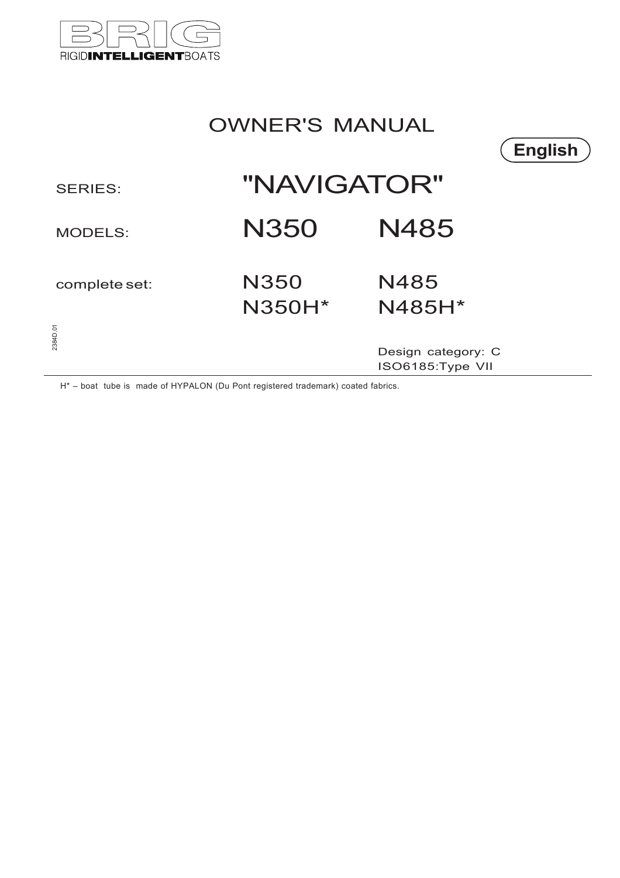BRIG

RIGID**INTELLIGENT**BOATS

# OWNER'S MANUAL

**English**

| | | |
|---|---|---|
| SERIES: | "NAVIGATOR" | |
| MODELS: | N350 | N485 |
| complete set: | N350<br>N350H* | N485<br>N485H* |

2384D.01

Design category: C
ISO6185:Type VII

H* – boat tube is made of HYPALON (Du Pont registered trademark) coated fabrics.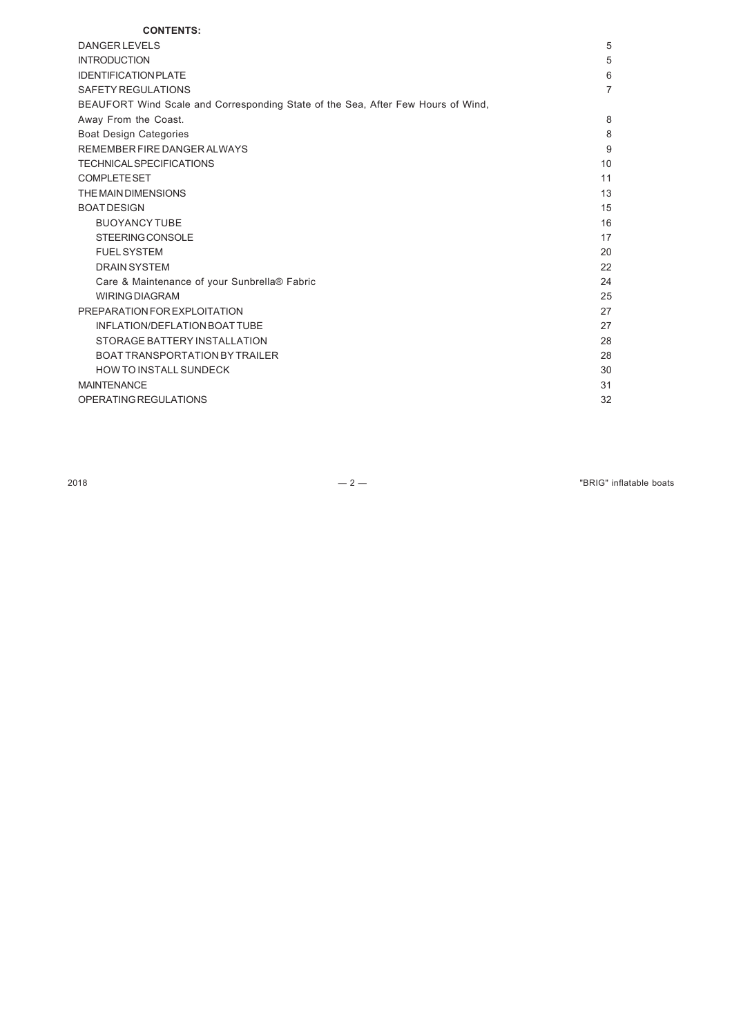**CONTENTS:**

| | |
|---|---|
| DANGER LEVELS | 5 |
| INTRODUCTION | 5 |
| IDENTIFICATION PLATE | 6 |
| SAFETY REGULATIONS | 7 |
| BEAUFORT Wind Scale and Corresponding State of the Sea, After Few Hours of Wind, Away From the Coast. | 8 |
| Boat Design Categories | 8 |
| REMEMBER FIRE DANGER ALWAYS | 9 |
| TECHNICAL SPECIFICATIONS | 10 |
| COMPLETE SET | 11 |
| THE MAIN DIMENSIONS | 13 |
| BOAT DESIGN | 15 |
| BUOYANCY TUBE | 16 |
| STEERING CONSOLE | 17 |
| FUEL SYSTEM | 20 |
| DRAIN SYSTEM | 22 |
| Care & Maintenance of your Sunbrella® Fabric | 24 |
| WIRING DIAGRAM | 25 |
| PREPARATION FOR EXPLOITATION | 27 |
| INFLATION/DEFLATION BOAT TUBE | 27 |
| STORAGE BATTERY INSTALLATION | 28 |
| BOAT TRANSPORTATION BY TRAILER | 28 |
| HOW TO INSTALL SUNDECK | 30 |
| MAINTENANCE | 31 |
| OPERATING REGULATIONS | 32 |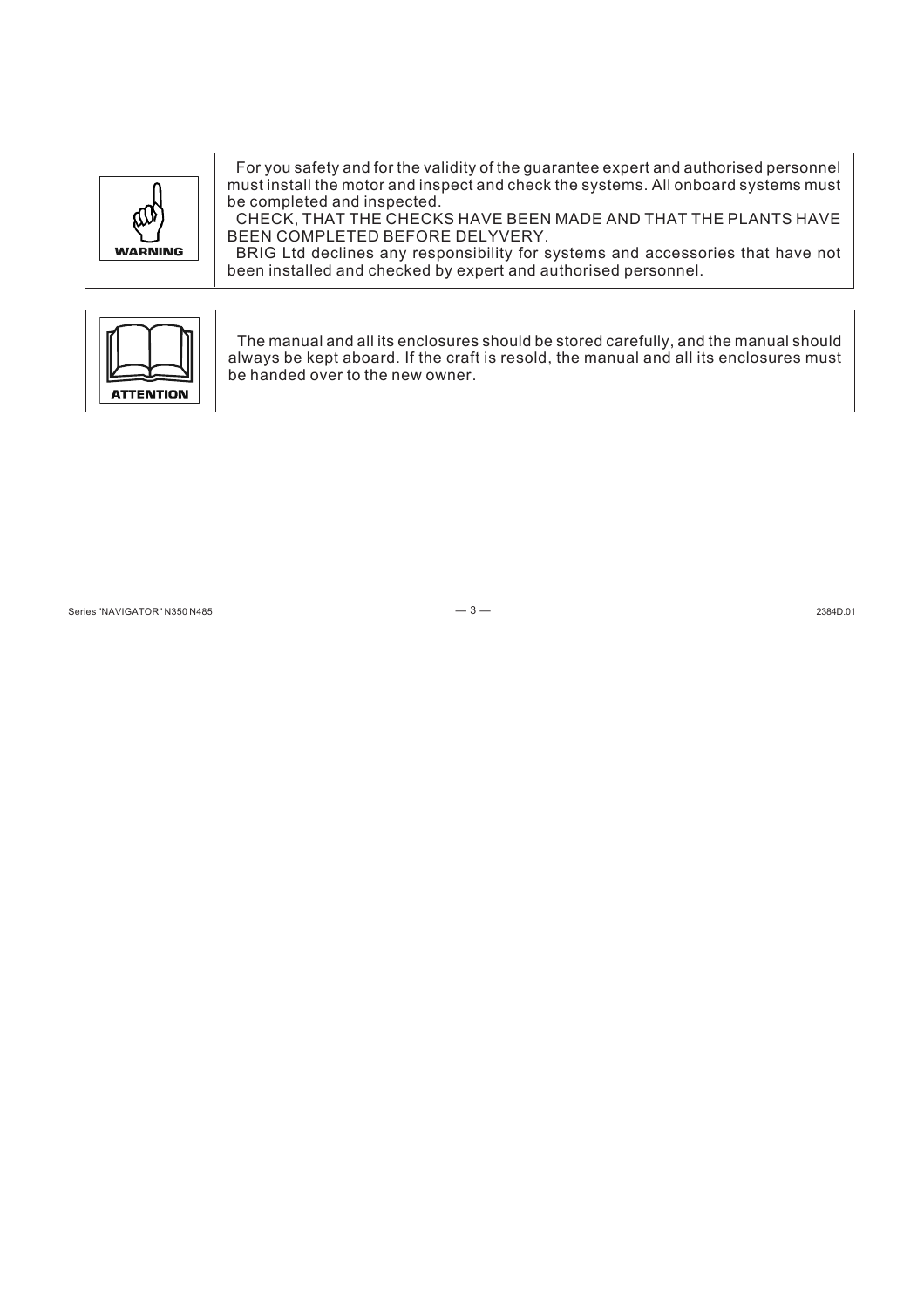**WARNING**

For you safety and for the validity of the guarantee expert and authorised personnel must install the motor and inspect and check the systems. All onboard systems must be completed and inspected.

CHECK, THAT THE CHECKS HAVE BEEN MADE AND THAT THE PLANTS HAVE BEEN COMPLETED BEFORE DELYVERY.

BRIG Ltd declines any responsibility for systems and accessories that have not been installed and checked by expert and authorised personnel.

**ATTENTION**

The manual and all its enclosures should be stored carefully, and the manual should always be kept aboard. If the craft is resold, the manual and all its enclosures must be handed over to the new owner.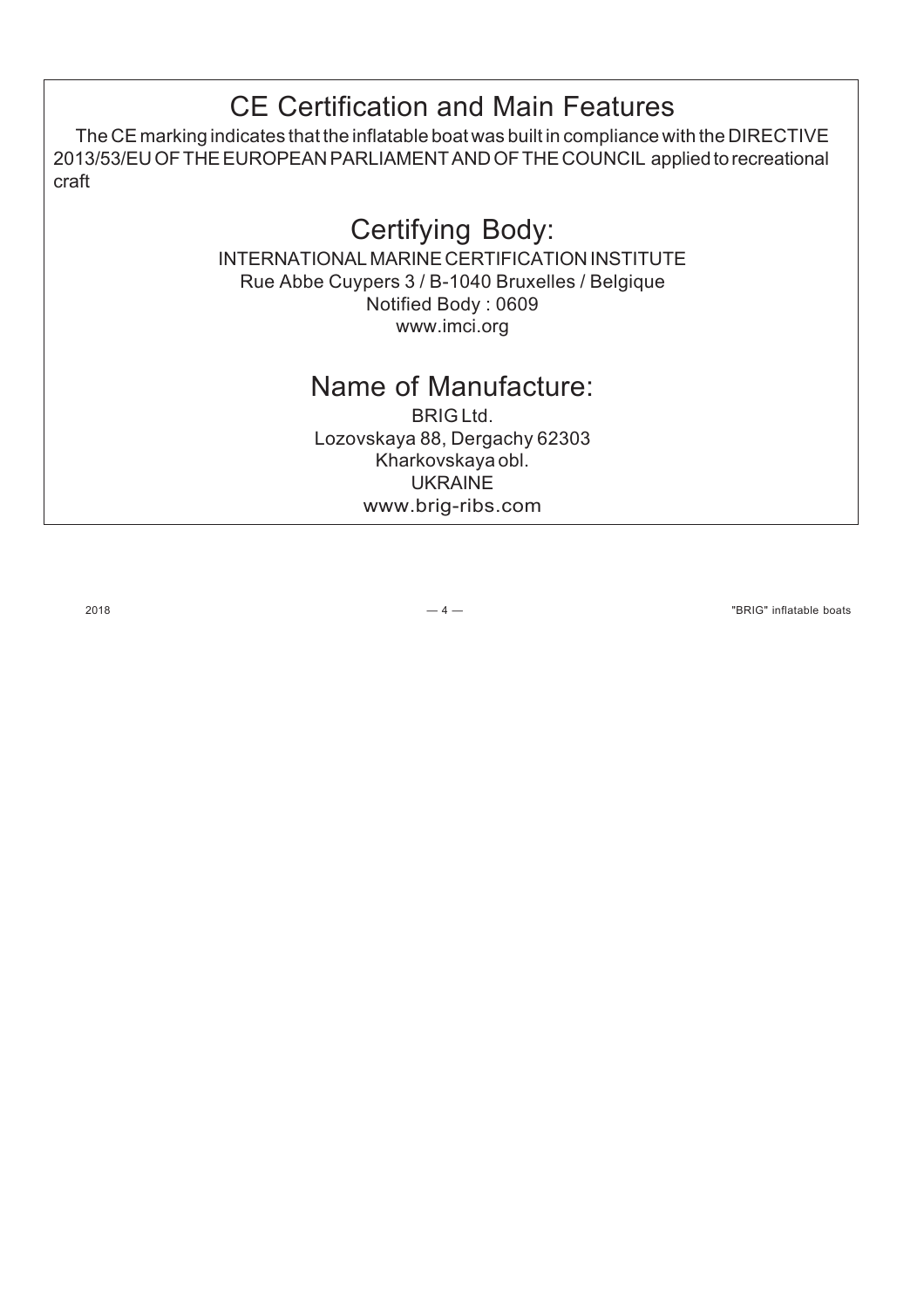# CE Certification and Main Features

The CE marking indicates that the inflatable boat was built in compliance with the DIRECTIVE 2013/53/EU OF THE EUROPEAN PARLIAMENT AND OF THE COUNCIL applied to recreational craft

## Certifying Body:

INTERNATIONAL MARINE CERTIFICATION INSTITUTE
Rue Abbe Cuypers 3 / B-1040 Bruxelles / Belgique
Notified Body : 0609
www.imci.org

## Name of Manufacture:

BRIG Ltd.
Lozovskaya 88, Dergachy 62303
Kharkovskaya obl.
UKRAINE
www.brig-ribs.com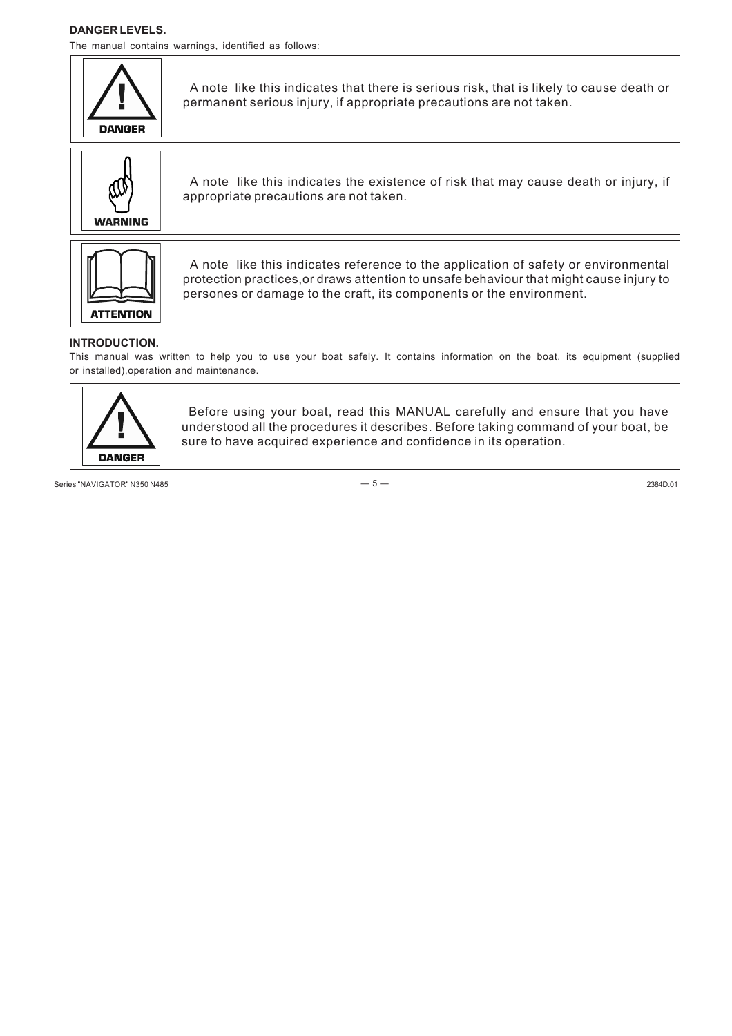**DANGER LEVELS.**

The manual contains warnings, identified as follows:

| | |
|---|---|
| **DANGER** | A note like this indicates that there is serious risk, that is likely to cause death or permanent serious injury, if appropriate precautions are not taken. |
| **WARNING** | A note like this indicates the existence of risk that may cause death or injury, if appropriate precautions are not taken. |
| **ATTENTION** | A note like this indicates reference to the application of safety or environmental protection practices,or draws attention to unsafe behaviour that might cause injury to persones or damage to the craft, its components or the environment. |

**INTRODUCTION.**

This manual was written to help you to use your boat safely. It contains information on the boat, its equipment (supplied or installed),operation and maintenance.

| | |
|---|---|
| **DANGER** | Before using your boat, read this MANUAL carefully and ensure that you have understood all the procedures it describes. Before taking command of your boat, be sure to have acquired experience and confidence in its operation. |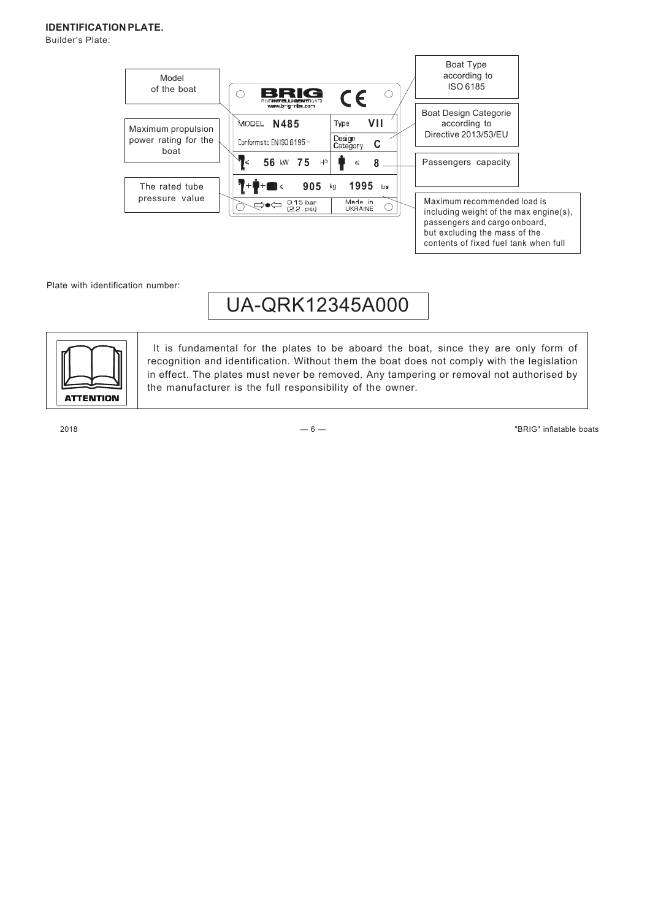**IDENTIFICATION PLATE.**

Builder's Plate:

| Label | Plate content |
|---|---|
| Model of the boat | MODEL N485 |
| Boat Type according to ISO 6185 | Type VII |
| Boat Design Categorie according to Directive 2013/53/EU | Design Category C |
| Maximum propulsion power rating for the boat | ≤ 56 kW 75 HP |
| Passengers capacity | ≤ 8 |
| Maximum recommended load is including weight of the max engine(s), passengers and cargo onboard, but excluding the mass of the contents of fixed fuel tank when full | ≤ 905 kg 1995 lbs |
| The rated tube pressure value | 0.15 bar (2.2 psi) |

Other plate markings: BRIG, www.brig-ribs.com, CE, Conforms to EN ISO 6185 –, Made in UKRAINE

Plate with identification number:

UA-QRK12345A000

**ATTENTION**

It is fundamental for the plates to be aboard the boat, since they are only form of recognition and identification. Without them the boat does not comply with the legislation in effect. The plates must never be removed. Any tampering or removal not authorised by the manufacturer is the full responsibility of the owner.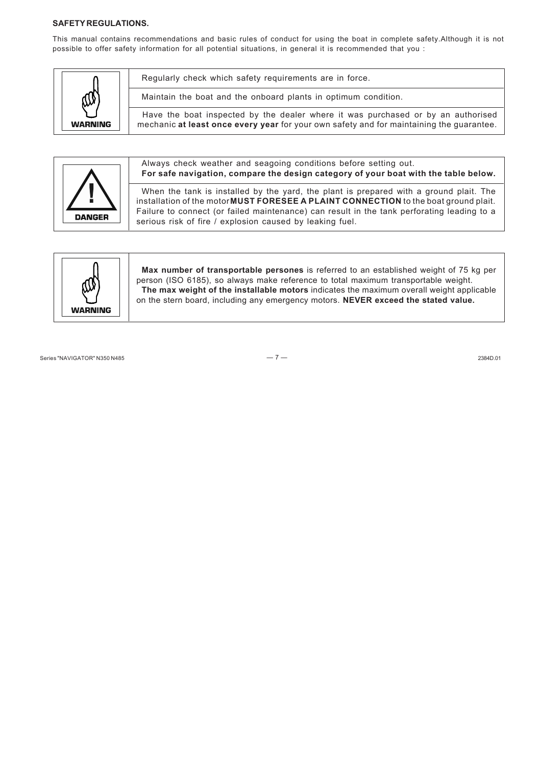**SAFETY REGULATIONS.**

This manual contains recommendations and basic rules of conduct for using the boat in complete safety. Although it is not possible to offer safety information for all potential situations, in general it is recommended that you :

| WARNING | |
|---|---|
| | Regularly check which safety requirements are in force. |
| | Maintain the boat and the onboard plants in optimum condition. |
| | Have the boat inspected by the dealer where it was purchased or by an authorised mechanic **at least once every year** for your own safety and for maintaining the guarantee. |

| DANGER | |
|---|---|
| | Always check weather and seagoing conditions before setting out. **For safe navigation, compare the design category of your boat with the table below.** |
| | When the tank is installed by the yard, the plant is prepared with a ground plait. The installation of the motor **MUST FORESEE A PLAINT CONNECTION** to the boat ground plait. Failure to connect (or failed maintenance) can result in the tank perforating leading to a serious risk of fire / explosion caused by leaking fuel. |

| WARNING | |
|---|---|
| | **Max number of transportable persones** is referred to an established weight of 75 kg per person (ISO 6185), so always make reference to total maximum transportable weight. **The max weight of the installable motors** indicates the maximum overall weight applicable on the stern board, including any emergency motors. **NEVER exceed the stated value.** |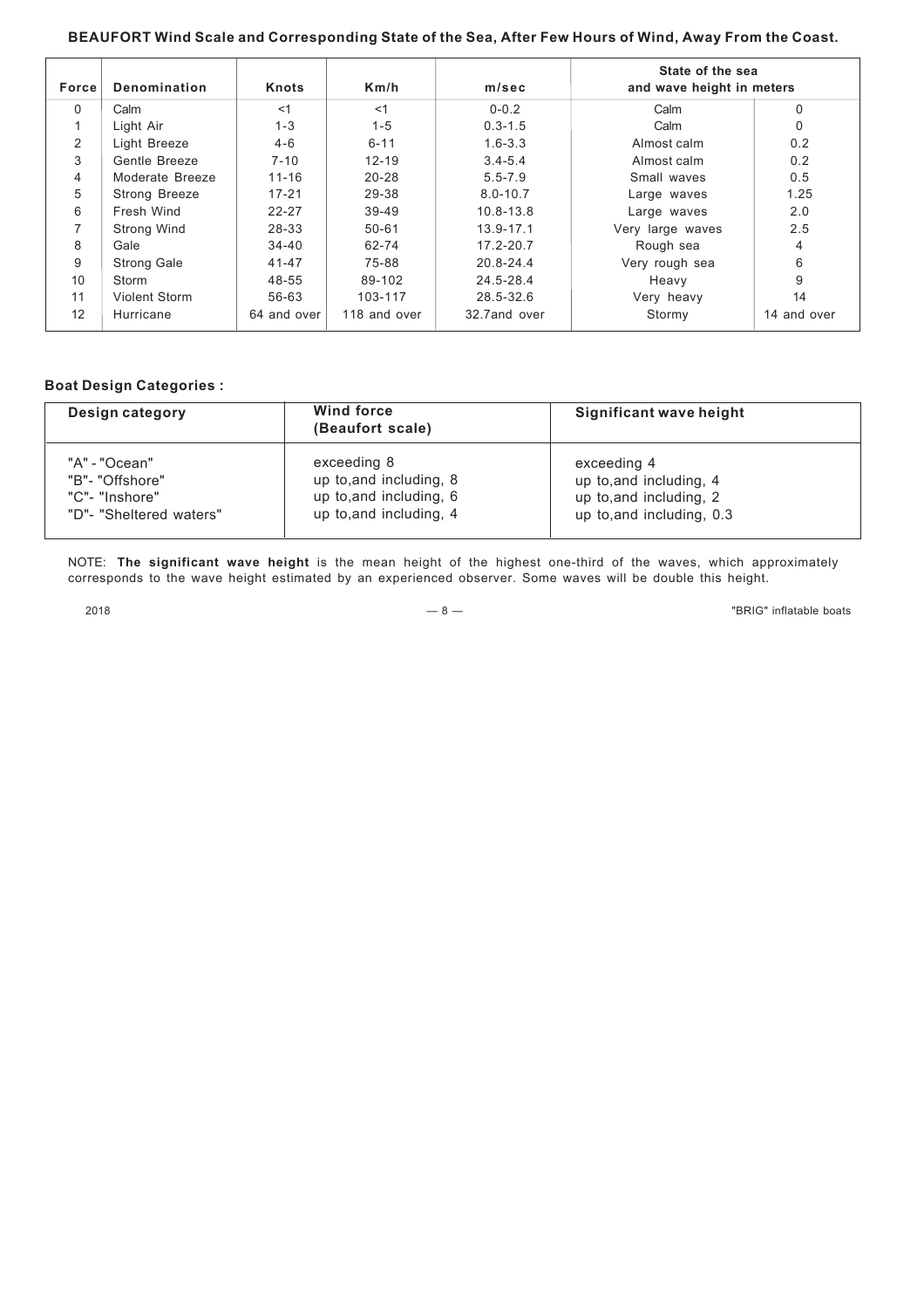**BEAUFORT Wind Scale and Corresponding State of the Sea, After Few Hours of Wind, Away From the Coast.**

| Force | Denomination | Knots | Km/h | m/sec | State of the sea and wave height in meters | |
|---|---|---|---|---|---|---|
| 0 | Calm | <1 | <1 | 0-0.2 | Calm | 0 |
| 1 | Light Air | 1-3 | 1-5 | 0.3-1.5 | Calm | 0 |
| 2 | Light Breeze | 4-6 | 6-11 | 1.6-3.3 | Almost calm | 0.2 |
| 3 | Gentle Breeze | 7-10 | 12-19 | 3.4-5.4 | Almost calm | 0.2 |
| 4 | Moderate Breeze | 11-16 | 20-28 | 5.5-7.9 | Small waves | 0.5 |
| 5 | Strong Breeze | 17-21 | 29-38 | 8.0-10.7 | Large waves | 1.25 |
| 6 | Fresh Wind | 22-27 | 39-49 | 10.8-13.8 | Large waves | 2.0 |
| 7 | Strong Wind | 28-33 | 50-61 | 13.9-17.1 | Very large waves | 2.5 |
| 8 | Gale | 34-40 | 62-74 | 17.2-20.7 | Rough sea | 4 |
| 9 | Strong Gale | 41-47 | 75-88 | 20.8-24.4 | Very rough sea | 6 |
| 10 | Storm | 48-55 | 89-102 | 24.5-28.4 | Heavy | 9 |
| 11 | Violent Storm | 56-63 | 103-117 | 28.5-32.6 | Very heavy | 14 |
| 12 | Hurricane | 64 and over | 118 and over | 32.7and over | Stormy | 14 and over |

**Boat Design Categories :**

| Design category | Wind force (Beaufort scale) | Significant wave height |
|---|---|---|
| "A" - "Ocean" | exceeding 8 | exceeding 4 |
| "B"- "Offshore" | up to,and including, 8 | up to,and including, 4 |
| "C"- "Inshore" | up to,and including, 6 | up to,and including, 2 |
| "D"- "Sheltered waters" | up to,and including, 4 | up to,and including, 0.3 |

NOTE: **The significant wave height** is the mean height of the highest one-third of the waves, which approximately corresponds to the wave height estimated by an experienced observer. Some waves will be double this height.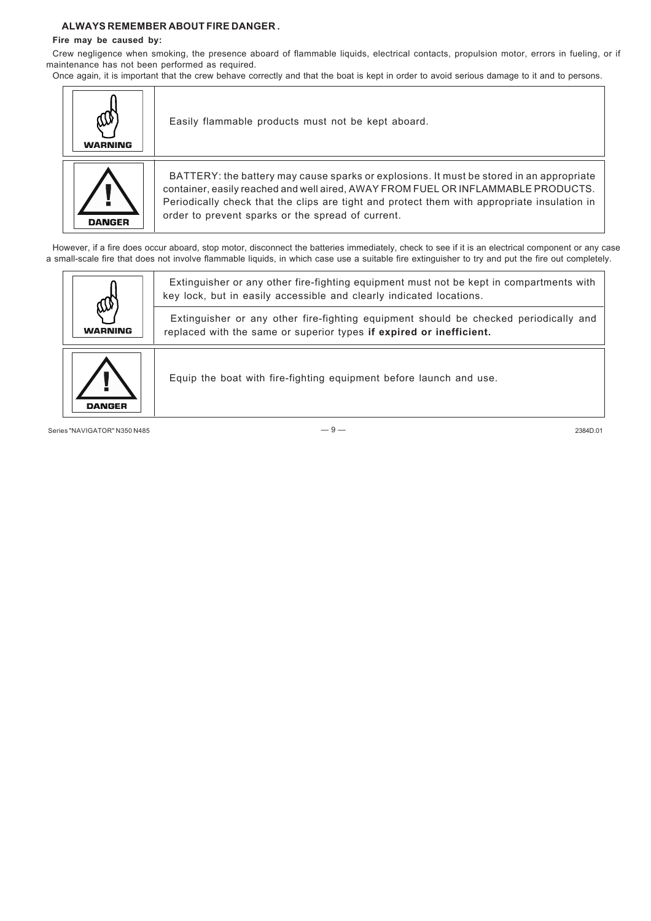## ALWAYS REMEMBER ABOUT FIRE DANGER .

**Fire may be caused by:**

Crew negligence when smoking, the presence aboard of flammable liquids, electrical contacts, propulsion motor, errors in fueling, or if maintenance has not been performed as required.

Once again, it is important that the crew behave correctly and that the boat is kept in order to avoid serious damage to it and to persons.

| | |
|---|---|
| **WARNING** | Easily flammable products must not be kept aboard. |
| **DANGER** | BATTERY: the battery may cause sparks or explosions. It must be stored in an appropriate container, easily reached and well aired, AWAY FROM FUEL OR INFLAMMABLE PRODUCTS. Periodically check that the clips are tight and protect them with appropriate insulation in order to prevent sparks or the spread of current. |

However, if a fire does occur aboard, stop motor, disconnect the batteries immediately, check to see if it is an electrical component or any case a small-scale fire that does not involve flammable liquids, in which case use a suitable fire extinguisher to try and put the fire out completely.

| | |
|---|---|
| **WARNING** | Extinguisher or any other fire-fighting equipment must not be kept in compartments with key lock, but in easily accessible and clearly indicated locations.<br><br>Extinguisher or any other fire-fighting equipment should be checked periodically and replaced with the same or superior types **if expired or inefficient.** |
| **DANGER** | Equip the boat with fire-fighting equipment before launch and use. |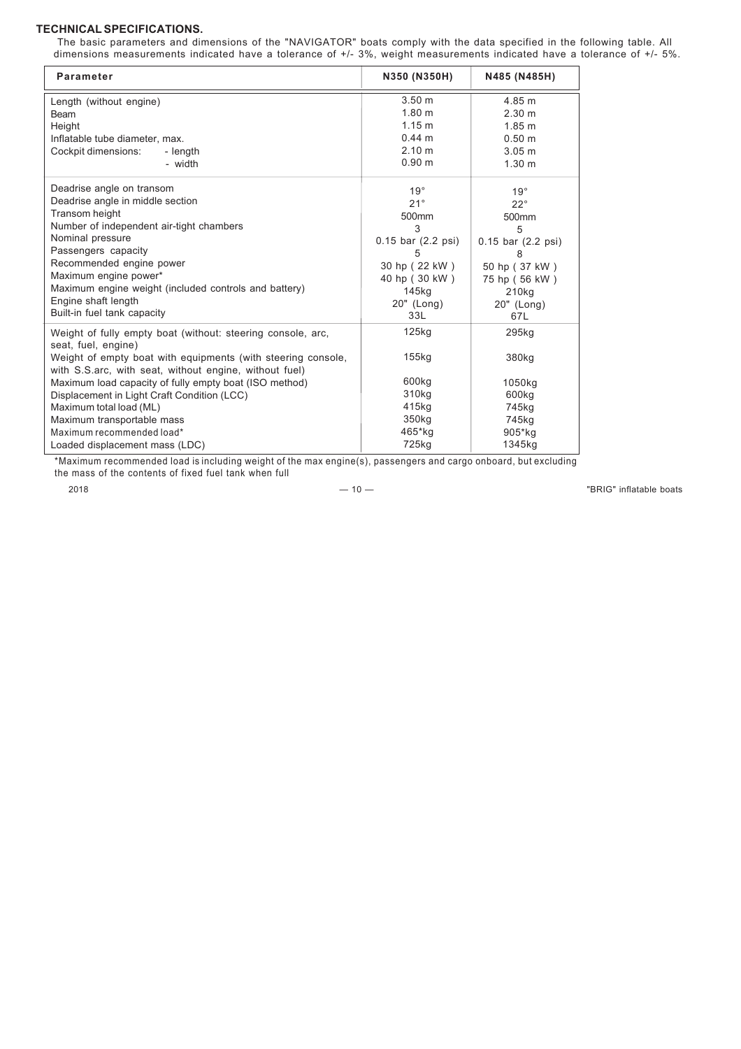## TECHNICAL SPECIFICATIONS.

The basic parameters and dimensions of the "NAVIGATOR" boats comply with the data specified in the following table. All dimensions measurements indicated have a tolerance of +/- 3%, weight measurements indicated have a tolerance of +/- 5%.

| Parameter | N350 (N350H) | N485 (N485H) |
|---|---|---|
| Length (without engine) | 3.50 m | 4.85 m |
| Beam | 1.80 m | 2.30 m |
| Height | 1.15 m | 1.85 m |
| Inflatable tube diameter, max. | 0.44 m | 0.50 m |
| Cockpit dimensions: - length | 2.10 m | 3.05 m |
| - width | 0.90 m | 1.30 m |
| Deadrise angle on transom | 19° | 19° |
| Deadrise angle in middle section | 21° | 22° |
| Transom height | 500mm | 500mm |
| Number of independent air-tight chambers | 3 | 5 |
| Nominal pressure | 0.15 bar (2.2 psi) | 0.15 bar (2.2 psi) |
| Passengers capacity | 5 | 8 |
| Recommended engine power | 30 hp ( 22 kW ) | 50 hp ( 37 kW ) |
| Maximum engine power* | 40 hp ( 30 kW ) | 75 hp ( 56 kW ) |
| Maximum engine weight (included controls and battery) | 145kg | 210kg |
| Engine shaft length | 20" (Long) | 20" (Long) |
| Built-in fuel tank capacity | 33L | 67L |
| Weight of fully empty boat (without: steering console, arc, seat, fuel, engine) | 125kg | 295kg |
| Weight of empty boat with equipments (with steering console, with S.S.arc, with seat, without engine, without fuel) | 155kg | 380kg |
| Maximum load capacity of fully empty boat (ISO method) | 600kg | 1050kg |
| Displacement in Light Craft Condition (LCC) | 310kg | 600kg |
| Maximum total load (ML) | 415kg | 745kg |
| Maximum transportable mass | 350kg | 745kg |
| Maximum recommended load* | 465*kg | 905*kg |
| Loaded displacement mass (LDC) | 725kg | 1345kg |

*Maximum recommended load is including weight of the max engine(s), passengers and cargo onboard, but excluding the mass of the contents of fixed fuel tank when full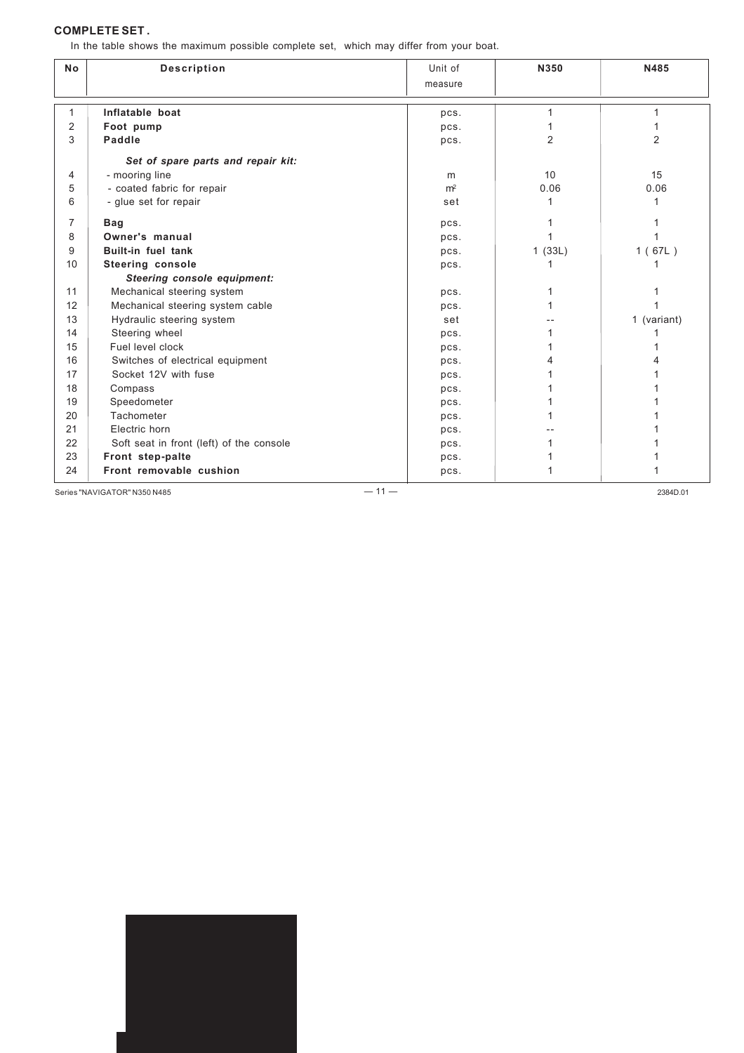**COMPLETE SET .**

In the table shows the maximum possible complete set, which may differ from your boat.

| No | Description | Unit of measure | N350 | N485 |
|---|---|---|---|---|
| 1 | **Inflatable boat** | pcs. | 1 | 1 |
| 2 | **Foot pump** | pcs. | 1 | 1 |
| 3 | **Paddle** | pcs. | 2 | 2 |
| | ***Set of spare parts and repair kit:*** | | | |
| 4 | - mooring line | m | 10 | 15 |
| 5 | - coated fabric for repair | $m^2$ | 0.06 | 0.06 |
| 6 | - glue set for repair | set | 1 | 1 |
| 7 | **Bag** | pcs. | 1 | 1 |
| 8 | **Owner's manual** | pcs. | 1 | 1 |
| 9 | **Built-in fuel tank** | pcs. | 1 (33L) | 1 ( 67L ) |
| 10 | **Steering console** | pcs. | 1 | 1 |
| | ***Steering console equipment:*** | | | |
| 11 | Mechanical steering system | pcs. | 1 | 1 |
| 12 | Mechanical steering system cable | pcs. | 1 | 1 |
| 13 | Hydraulic steering system | set | -- | 1 (variant) |
| 14 | Steering wheel | pcs. | 1 | 1 |
| 15 | Fuel level clock | pcs. | 1 | 1 |
| 16 | Switches of electrical equipment | pcs. | 4 | 4 |
| 17 | Socket 12V with fuse | pcs. | 1 | 1 |
| 18 | Compass | pcs. | 1 | 1 |
| 19 | Speedometer | pcs. | 1 | 1 |
| 20 | Tachometer | pcs. | 1 | 1 |
| 21 | Electric horn | pcs. | -- | 1 |
| 22 | Soft seat in front (left) of the console | pcs. | 1 | 1 |
| 23 | **Front step-palte** | pcs. | 1 | 1 |
| 24 | **Front removable cushion** | pcs. | 1 | 1 |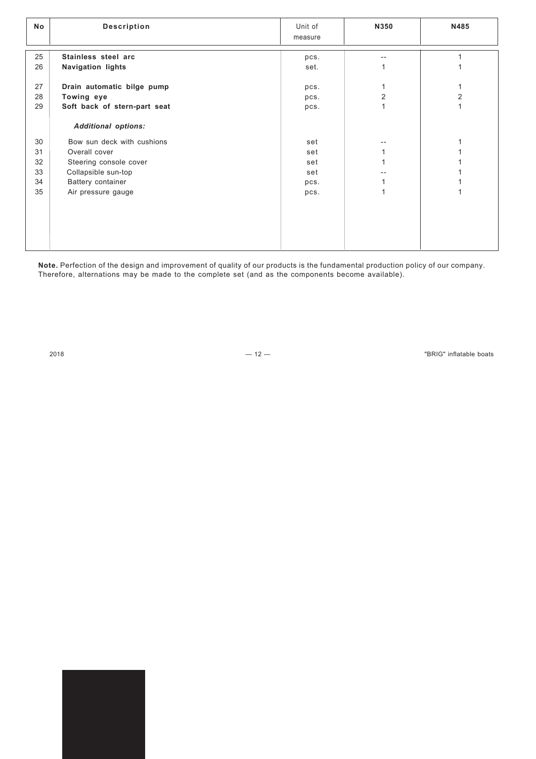| No | Description | Unit of measure | N350 | N485 |
|---|---|---|---|---|
| 25 | **Stainless steel arc** | pcs. | -- | 1 |
| 26 | **Navigation lights** | set. | 1 | 1 |
| 27 | **Drain automatic bilge pump** | pcs. | 1 | 1 |
| 28 | **Towing eye** | pcs. | 2 | 2 |
| 29 | **Soft back of stern-part seat** | pcs. | 1 | 1 |
| | ***Additional options:*** | | | |
| 30 | Bow sun deck with cushions | set | -- | 1 |
| 31 | Overall cover | set | 1 | 1 |
| 32 | Steering console cover | set | 1 | 1 |
| 33 | Collapsible sun-top | set | -- | 1 |
| 34 | Battery container | pcs. | 1 | 1 |
| 35 | Air pressure gauge | pcs. | 1 | 1 |

**Note.** Perfection of the design and improvement of quality of our products is the fundamental production policy of our company. Therefore, alternations may be made to the complete set (and as the components become available).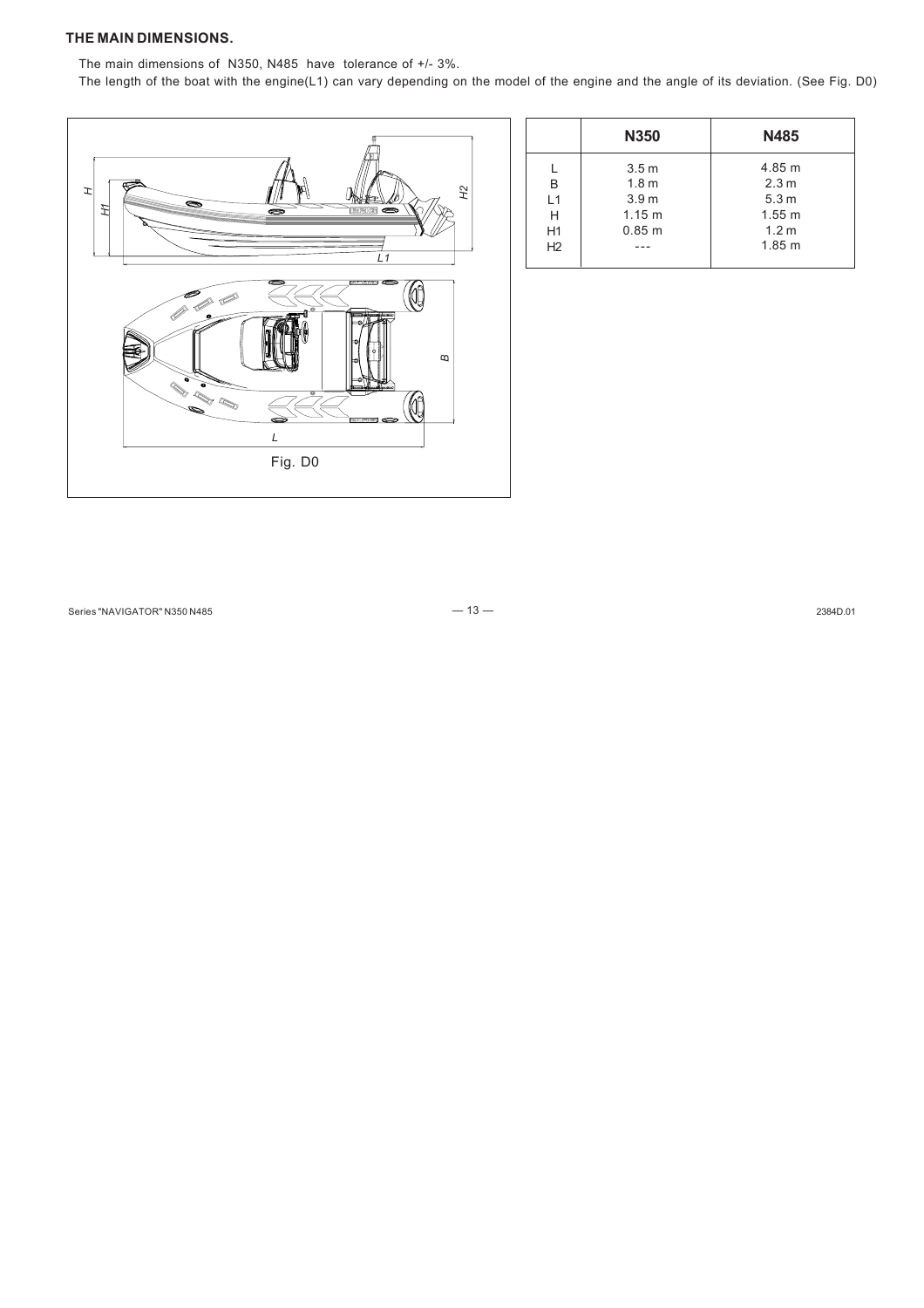**THE MAIN DIMENSIONS.**

The main dimensions of N350, N485 have tolerance of +/- 3%.

The length of the boat with the engine(L1) can vary depending on the model of the engine and the angle of its deviation. (See Fig. D0)

Fig. D0

| | N350 | N485 |
|---|---|---|
| L | 3.5 m | 4.85 m |
| B | 1.8 m | 2.3 m |
| L1 | 3.9 m | 5.3 m |
| H | 1.15 m | 1.55 m |
| H1 | 0.85 m | 1.2 m |
| H2 | --- | 1.85 m |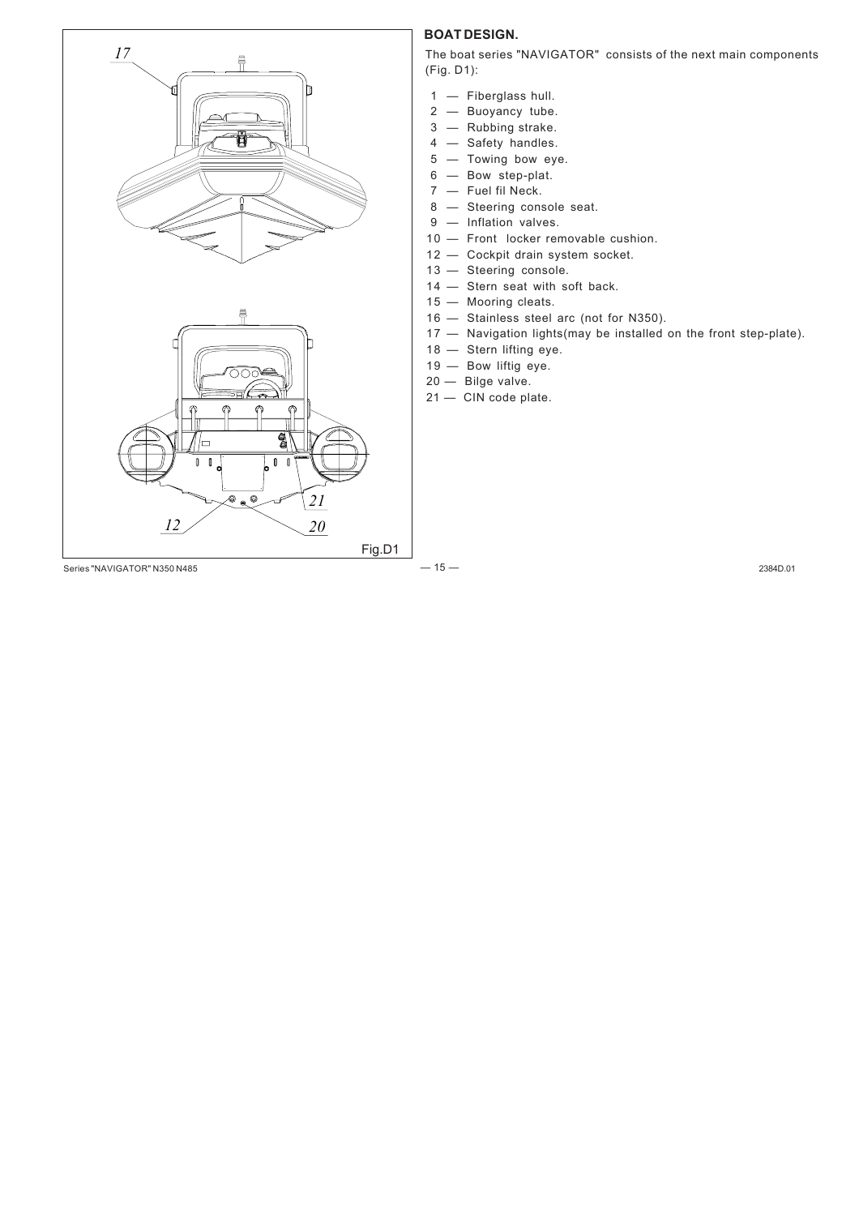## BOAT DESIGN.

The boat series "NAVIGATOR" consists of the next main components (Fig. D1):

1 — Fiberglass hull.
2 — Buoyancy tube.
3 — Rubbing strake.
4 — Safety handles.
5 — Towing bow eye.
6 — Bow step-plat.
7 — Fuel fil Neck.
8 — Steering console seat.
9 — Inflation valves.
10 — Front locker removable cushion.
12 — Cockpit drain system socket.
13 — Steering console.
14 — Stern seat with soft back.
15 — Mooring cleats.
16 — Stainless steel arc (not for N350).
17 — Navigation lights(may be installed on the front step-plate).
18 — Stern lifting eye.
19 — Bow liftig eye.
20 — Bilge valve.
21 — CIN code plate.

Fig.D1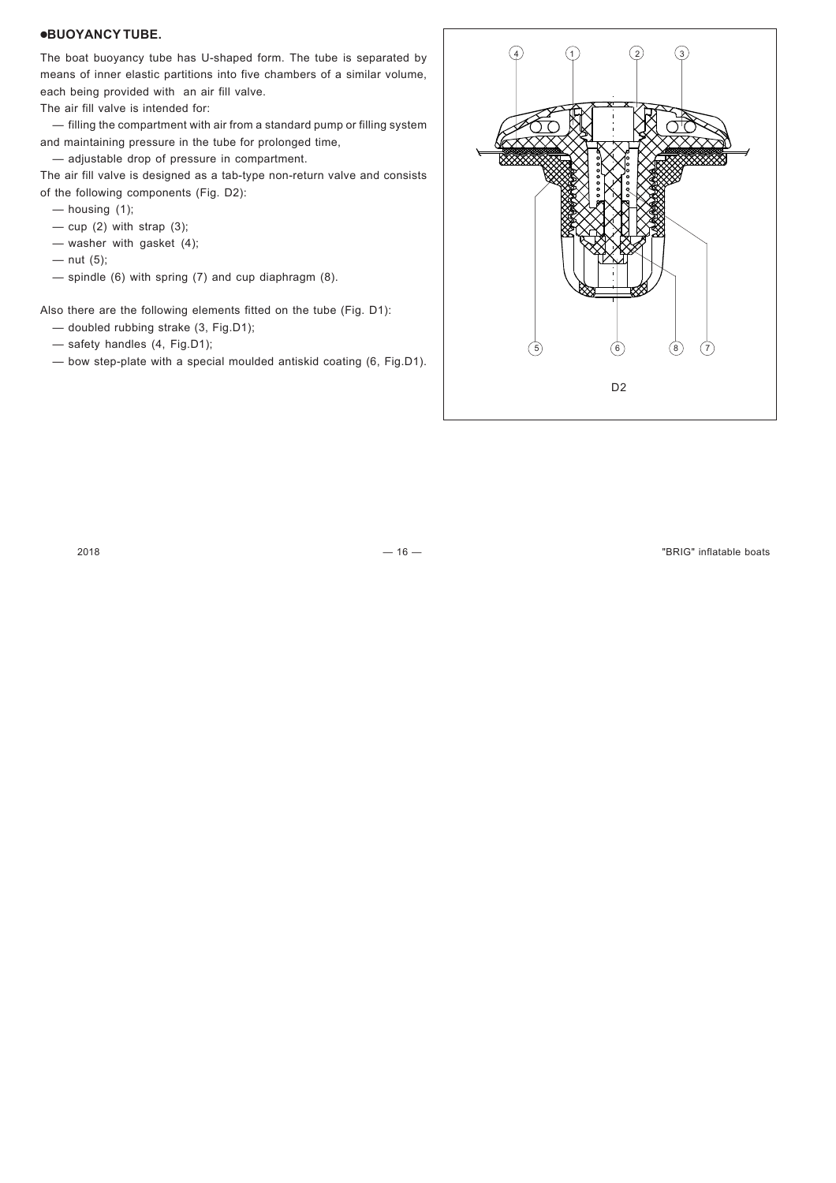## ●BUOYANCY TUBE.

The boat buoyancy tube has U-shaped form. The tube is separated by means of inner elastic partitions into five chambers of a similar volume, each being provided with an air fill valve.

The air fill valve is intended for:

— filling the compartment with air from a standard pump or filling system and maintaining pressure in the tube for prolonged time,

— adjustable drop of pressure in compartment.

The air fill valve is designed as a tab-type non-return valve and consists of the following components (Fig. D2):

— housing (1);

— cup (2) with strap (3);

— washer with gasket (4);

— nut (5);

— spindle (6) with spring (7) and cup diaphragm (8).

Also there are the following elements fitted on the tube (Fig. D1):

— doubled rubbing strake (3, Fig.D1);

— safety handles (4, Fig.D1);

— bow step-plate with a special moulded antiskid coating (6, Fig.D1).

D2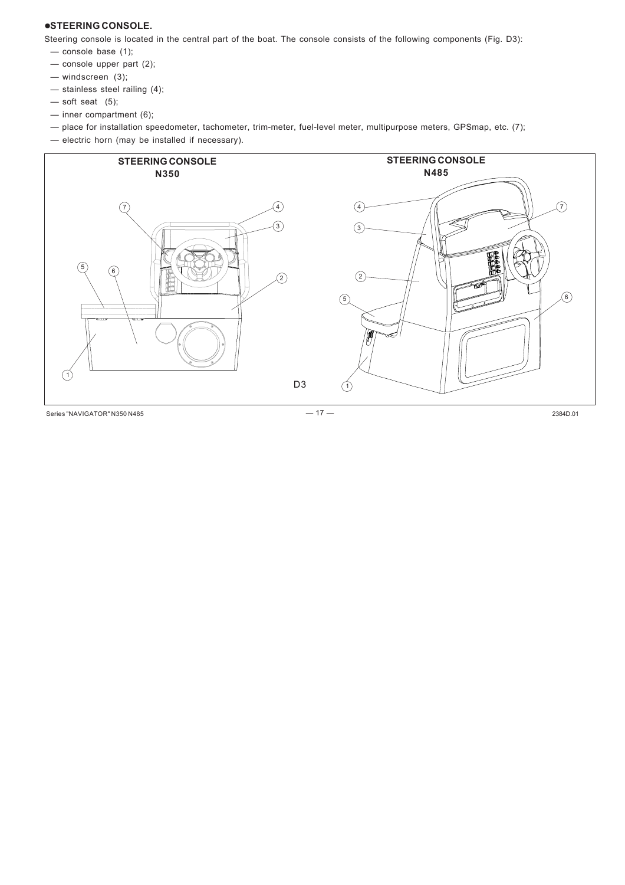## ●STEERING CONSOLE.

Steering console is located in the central part of the boat. The console consists of the following components (Fig. D3):

- — console base (1);
- — console upper part (2);
- — windscreen (3);
- — stainless steel railing (4);
- — soft seat (5);
- — inner compartment (6);
- — place for installation speedometer, tachometer, trim-meter, fuel-level meter, multipurpose meters, GPSmap, etc. (7);
- — electric horn (may be installed if necessary).

**STEERING CONSOLE N350**

**STEERING CONSOLE N485**

D3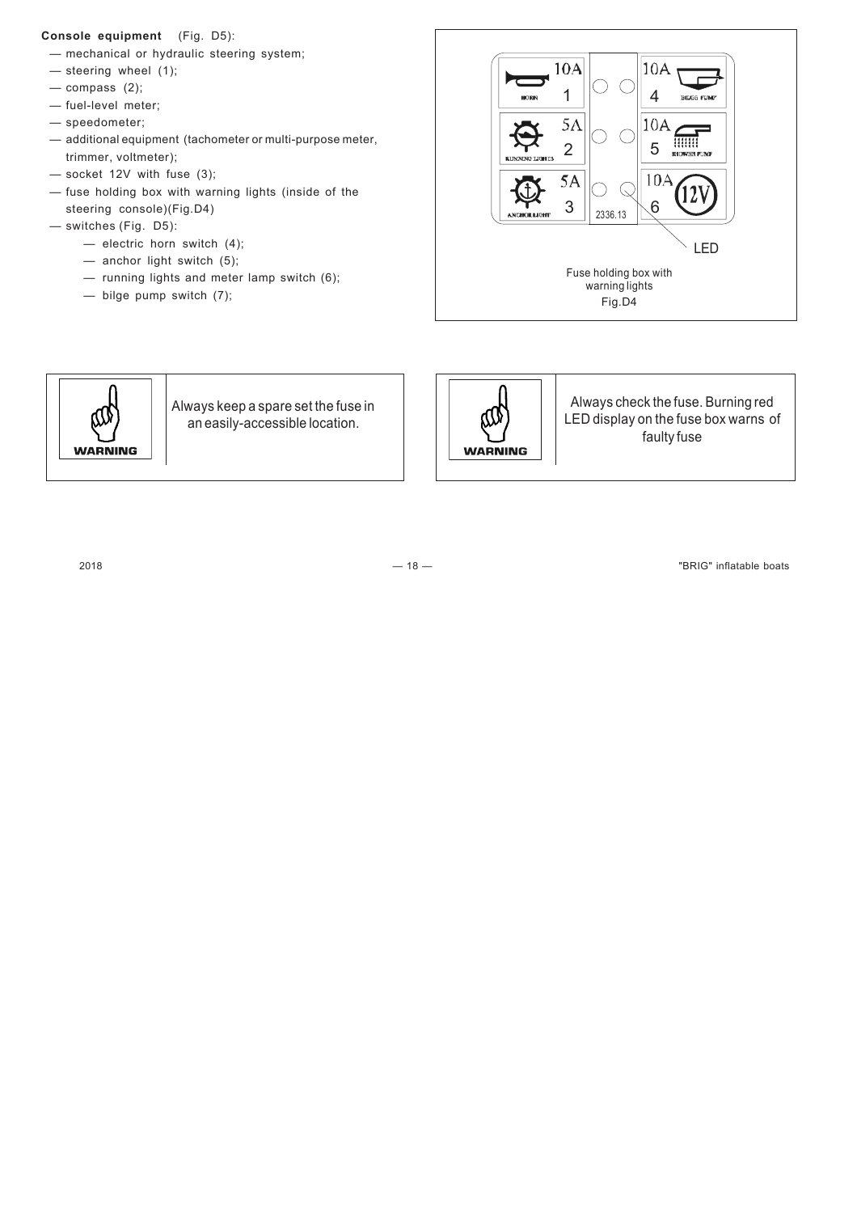**Console equipment** (Fig. D5):

- — mechanical or hydraulic steering system;
- — steering wheel (1);
- — compass (2);
- — fuel-level meter;
- — speedometer;
- — additional equipment (tachometer or multi-purpose meter, trimmer, voltmeter);
- — socket 12V with fuse (3);
- — fuse holding box with warning lights (inside of the steering console)(Fig.D4)
- — switches (Fig. D5):
  - — electric horn switch (4);
  - — anchor light switch (5);
  - — running lights and meter lamp switch (6);
  - — bilge pump switch (7);

10A 1 HORN | 10A 4 BILGE PUMP
5A 2 RUNNING LIGHTS | 10A 5 SHOWER PUMP
5A 3 ANCHOR LIGHT | 2336.13 | 10A 6 12V

LED

Fuse holding box with warning lights
Fig.D4

**WARNING**

Always keep a spare set the fuse in an easily-accessible location.

**WARNING**

Always check the fuse. Burning red LED display on the fuse box warns of faulty fuse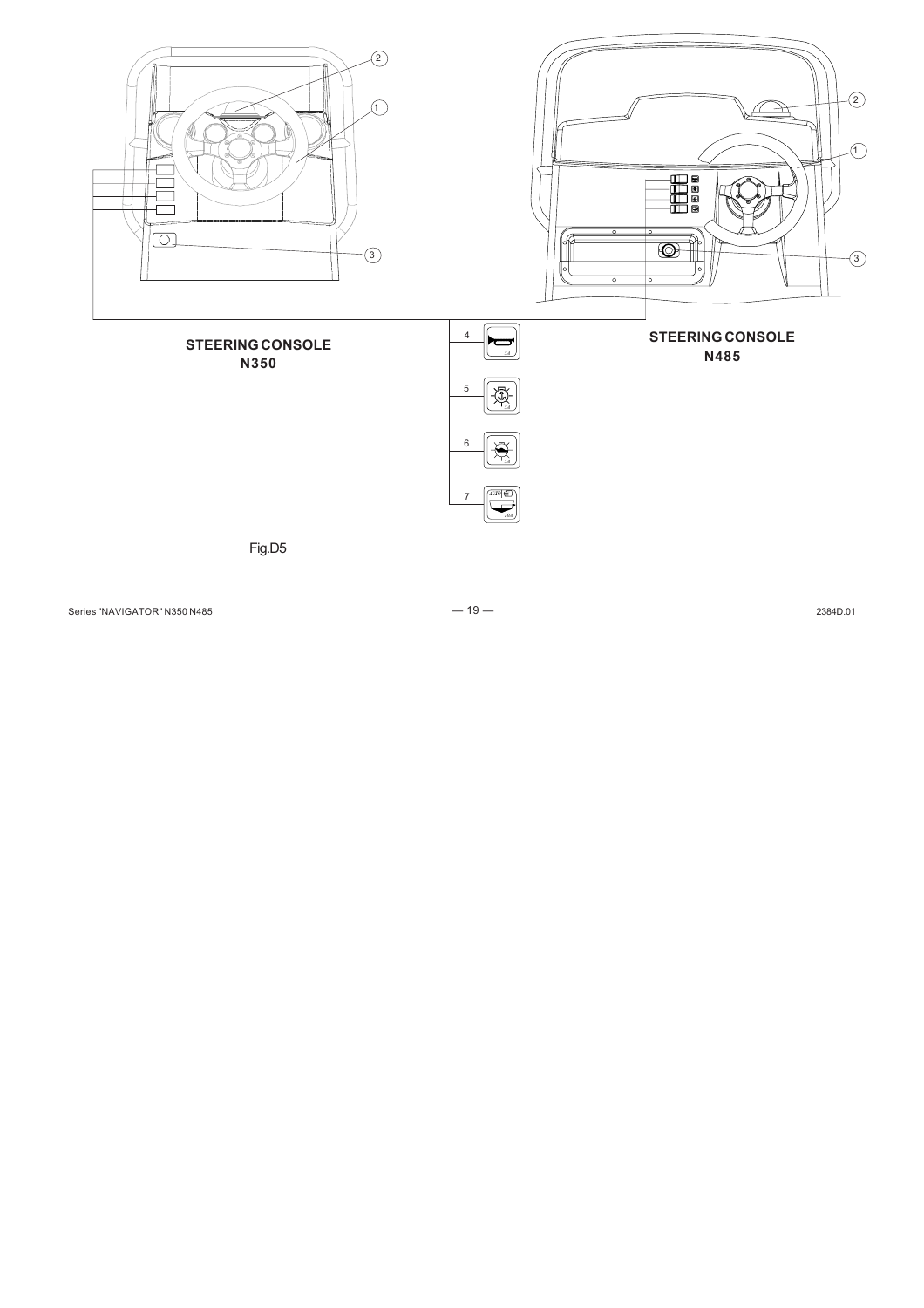**STEERING CONSOLE N350**

**STEERING CONSOLE N485**

Fig.D5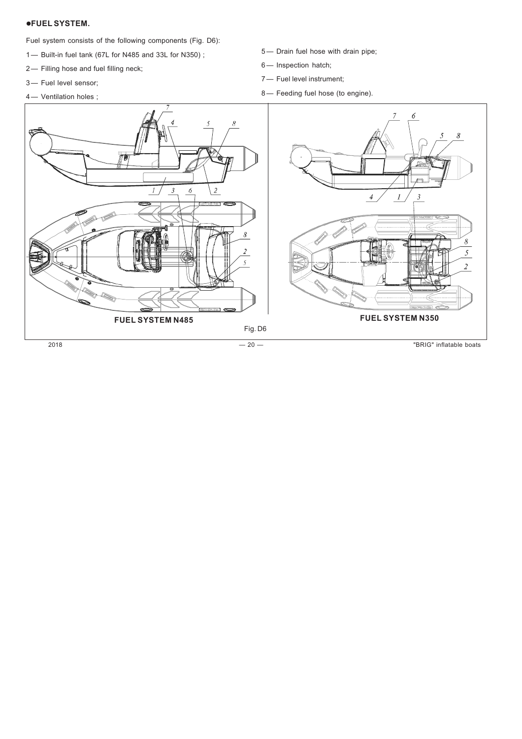## ● FUEL SYSTEM.

Fuel system consists of the following components (Fig. D6):

1 — Built-in fuel tank (67L for N485 and 33L for N350) ;

2 — Filling hose and fuel filling neck;

3 — Fuel level sensor;

4 — Ventilation holes ;

5 — Drain fuel hose with drain pipe;

6 — Inspection hatch;

7 — Fuel level instrument;

8 — Feeding fuel hose (to engine).

FUEL SYSTEM N485

FUEL SYSTEM N350

Fig. D6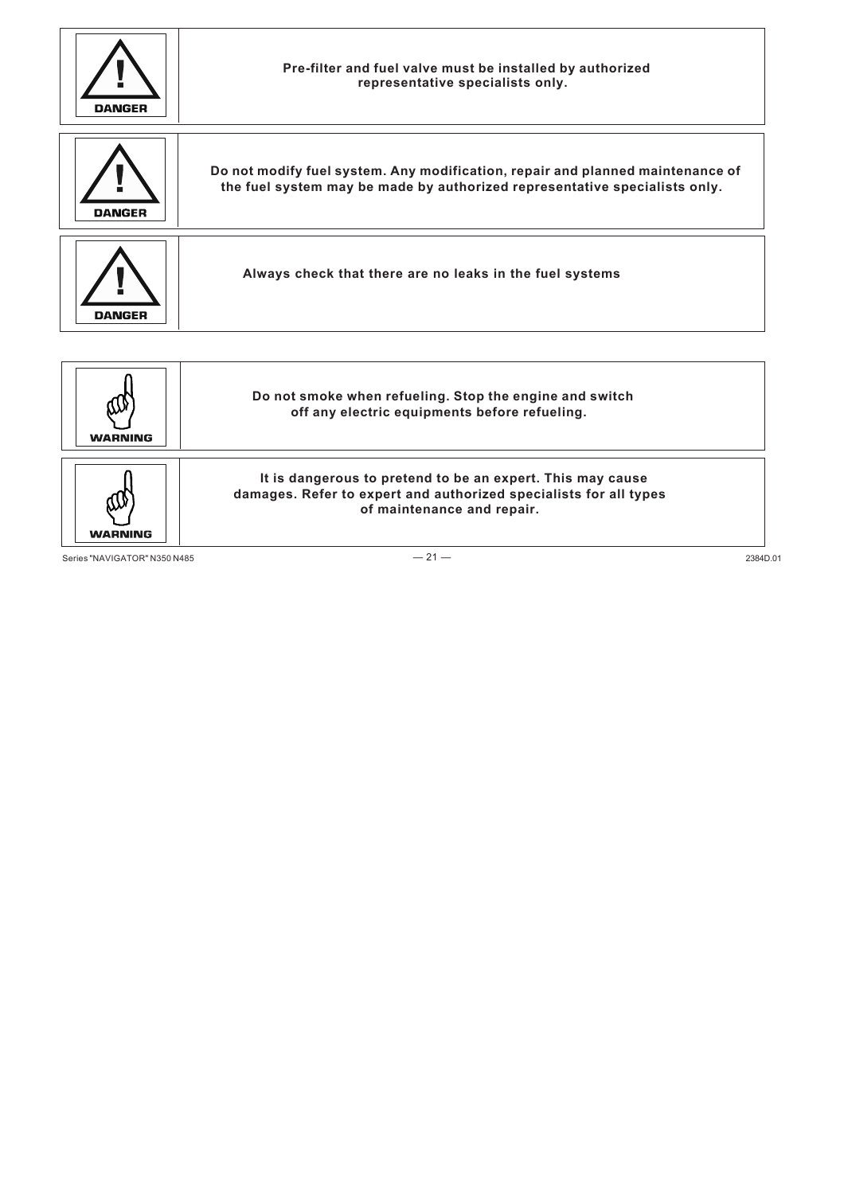| DANGER | Pre-filter and fuel valve must be installed by authorized representative specialists only. |
| --- | --- |

| DANGER | Do not modify fuel system. Any modification, repair and planned maintenance of the fuel system may be made by authorized representative specialists only. |
| --- | --- |

| DANGER | Always check that there are no leaks in the fuel systems |
| --- | --- |

| WARNING | Do not smoke when refueling. Stop the engine and switch off any electric equipments before refueling. |
| --- | --- |

| WARNING | It is dangerous to pretend to be an expert. This may cause damages. Refer to expert and authorized specialists for all types of maintenance and repair. |
| --- | --- |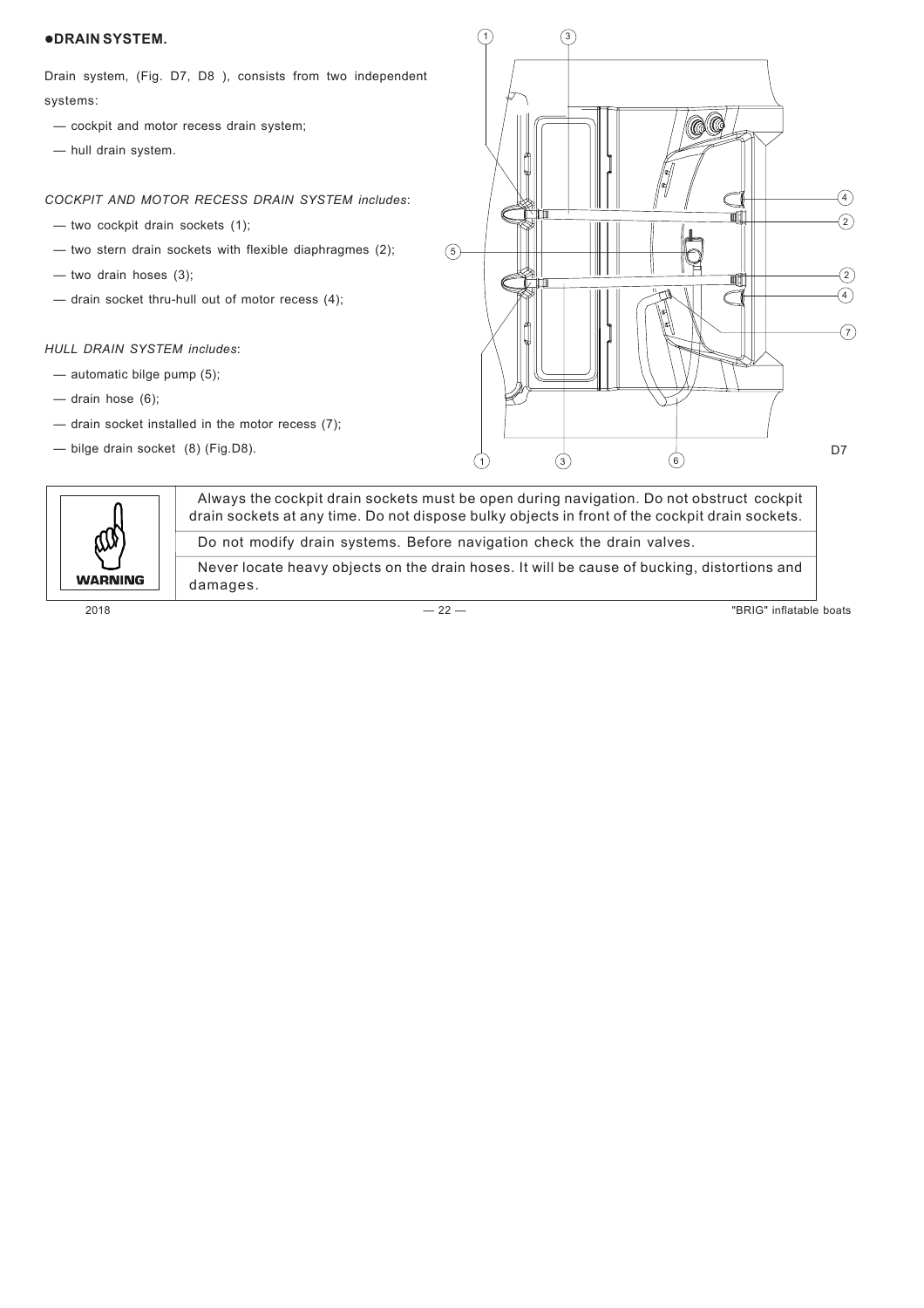## ●DRAIN SYSTEM.

Drain system, (Fig. D7, D8 ), consists from two independent systems:

- — cockpit and motor recess drain system;
- — hull drain system.

*COCKPIT AND MOTOR RECESS DRAIN SYSTEM includes*:

- — two cockpit drain sockets (1);
- — two stern drain sockets with flexible diaphragmes (2);
- — two drain hoses (3);
- — drain socket thru-hull out of motor recess (4);

*HULL DRAIN SYSTEM includes*:

- — automatic bilge pump (5);
- — drain hose (6);
- — drain socket installed in the motor recess (7);
- — bilge drain socket (8) (Fig.D8).

D7

**WARNING**

Always the cockpit drain sockets must be open during navigation. Do not obstruct cockpit drain sockets at any time. Do not dispose bulky objects in front of the cockpit drain sockets.

Do not modify drain systems. Before navigation check the drain valves.

Never locate heavy objects on the drain hoses. It will be cause of bucking, distortions and damages.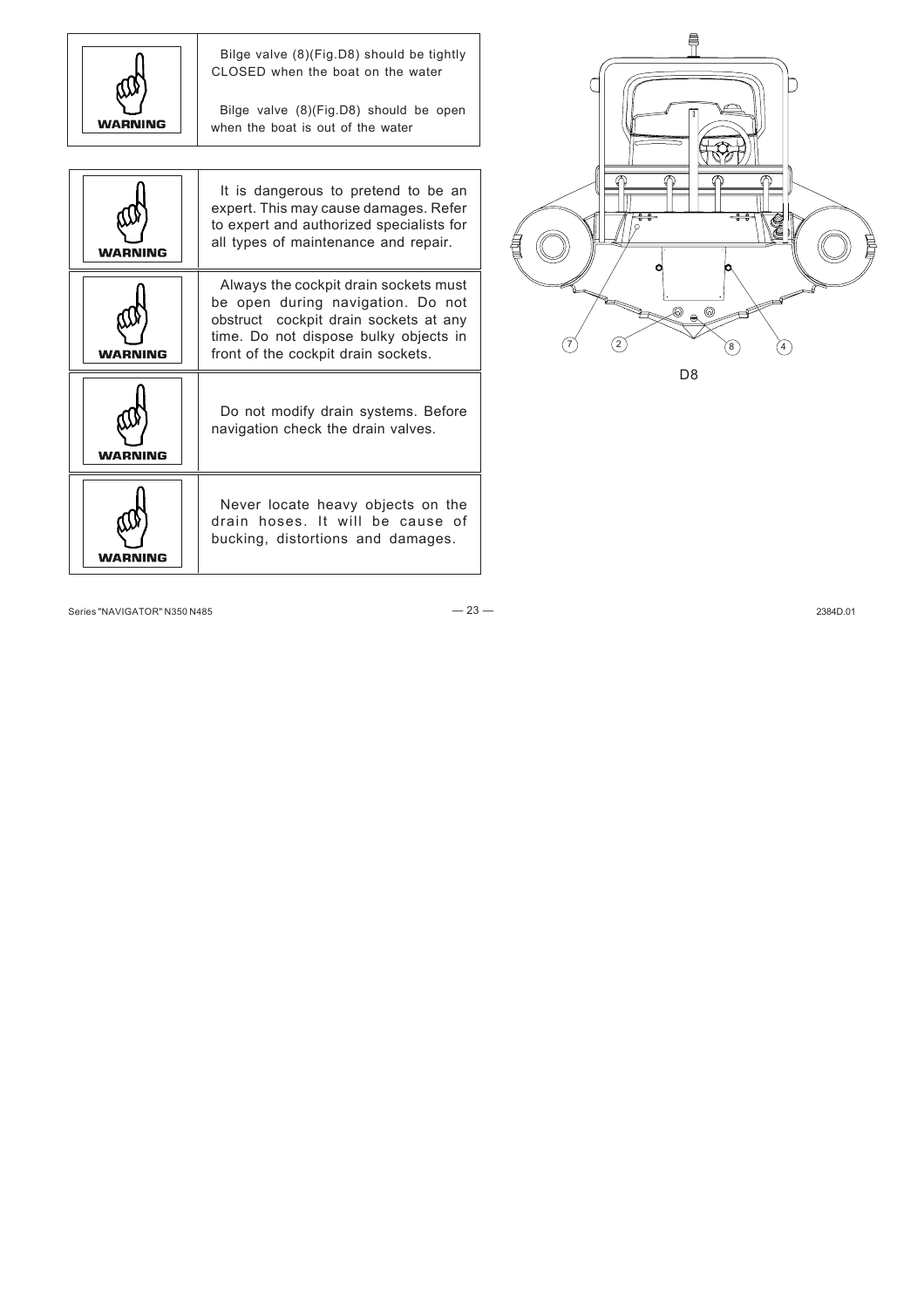| WARNING | Bilge valve (8)(Fig.D8) should be tightly CLOSED when the boat on the water<br><br>Bilge valve (8)(Fig.D8) should be open when the boat is out of the water |
|---|---|

| WARNING | It is dangerous to pretend to be an expert. This may cause damages. Refer to expert and authorized specialists for all types of maintenance and repair. |
|---|---|
| WARNING | Always the cockpit drain sockets must be open during navigation. Do not obstruct cockpit drain sockets at any time. Do not dispose bulky objects in front of the cockpit drain sockets. |
| WARNING | Do not modify drain systems. Before navigation check the drain valves. |
| WARNING | Never locate heavy objects on the drain hoses. It will be cause of bucking, distortions and damages. |

7 2 8 4

D8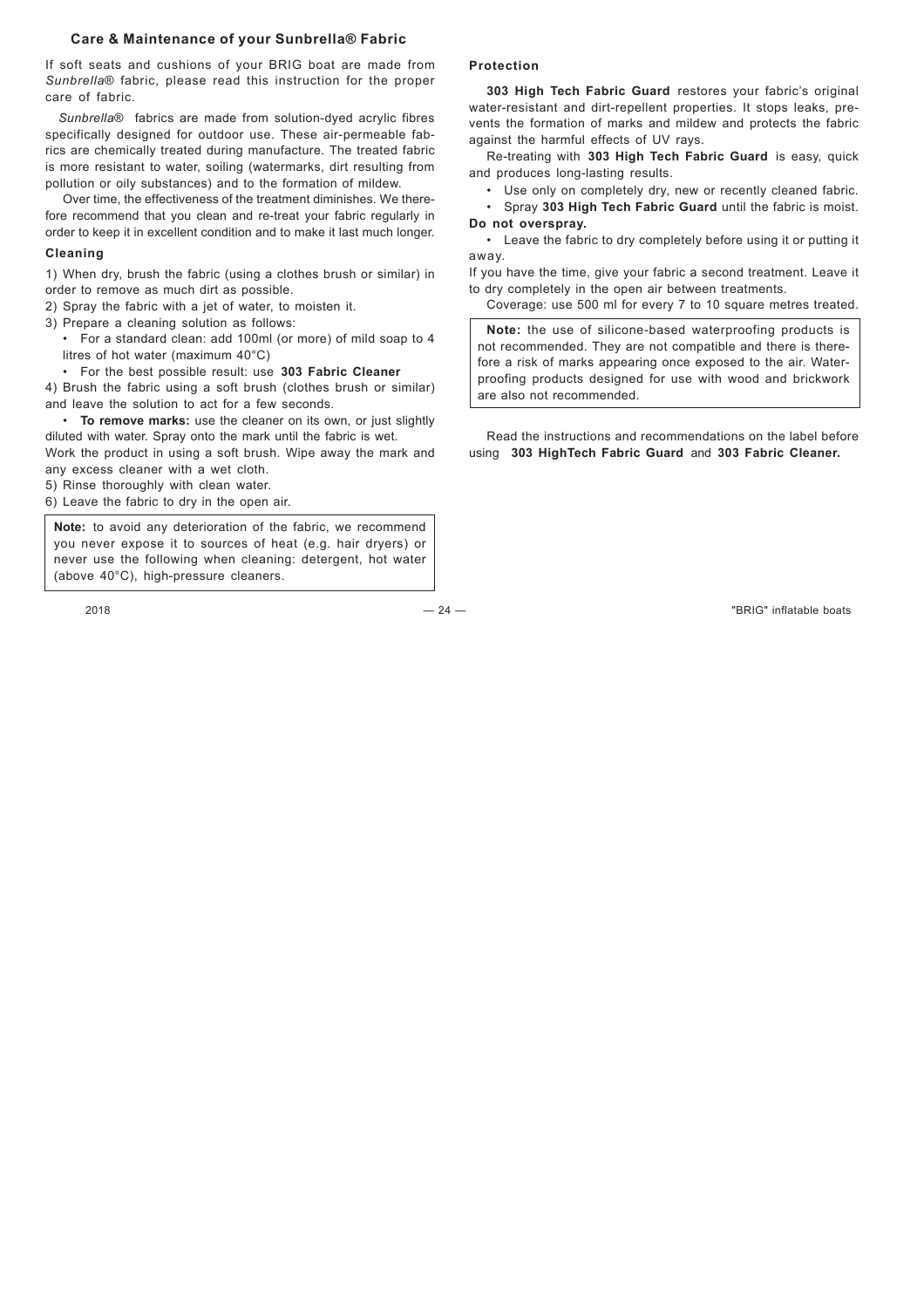## Care & Maintenance of your Sunbrella® Fabric

If soft seats and cushions of your BRIG boat are made from *Sunbrella*® fabric, please read this instruction for the proper care of fabric.

*Sunbrella*® fabrics are made from solution-dyed acrylic fibres specifically designed for outdoor use. These air-permeable fabrics are chemically treated during manufacture. The treated fabric is more resistant to water, soiling (watermarks, dirt resulting from pollution or oily substances) and to the formation of mildew.

Over time, the effectiveness of the treatment diminishes. We therefore recommend that you clean and re-treat your fabric regularly in order to keep it in excellent condition and to make it last much longer.

### Cleaning

1) When dry, brush the fabric (using a clothes brush or similar) in order to remove as much dirt as possible.

2) Spray the fabric with a jet of water, to moisten it.

3) Prepare a cleaning solution as follows:

- For a standard clean: add 100ml (or more) of mild soap to 4 litres of hot water (maximum 40°C)
- For the best possible result: use **303 Fabric Cleaner**

4) Brush the fabric using a soft brush (clothes brush or similar) and leave the solution to act for a few seconds.

- **To remove marks:** use the cleaner on its own, or just slightly diluted with water. Spray onto the mark until the fabric is wet.

Work the product in using a soft brush. Wipe away the mark and any excess cleaner with a wet cloth.

5) Rinse thoroughly with clean water.

6) Leave the fabric to dry in the open air.

> **Note:** to avoid any deterioration of the fabric, we recommend you never expose it to sources of heat (e.g. hair dryers) or never use the following when cleaning: detergent, hot water (above 40°C), high-pressure cleaners.

### Protection

**303 High Tech Fabric Guard** restores your fabric's original water-resistant and dirt-repellent properties. It stops leaks, prevents the formation of marks and mildew and protects the fabric against the harmful effects of UV rays.

Re-treating with **303 High Tech Fabric Guard** is easy, quick and produces long-lasting results.

- Use only on completely dry, new or recently cleaned fabric.
- Spray **303 High Tech Fabric Guard** until the fabric is moist.

**Do not overspray.**

- Leave the fabric to dry completely before using it or putting it away.

If you have the time, give your fabric a second treatment. Leave it to dry completely in the open air between treatments.

Coverage: use 500 ml for every 7 to 10 square metres treated.

> **Note:** the use of silicone-based waterproofing products is not recommended. They are not compatible and there is therefore a risk of marks appearing once exposed to the air. Waterproofing products designed for use with wood and brickwork are also not recommended.

Read the instructions and recommendations on the label before using **303 HighTech Fabric Guard** and **303 Fabric Cleaner.**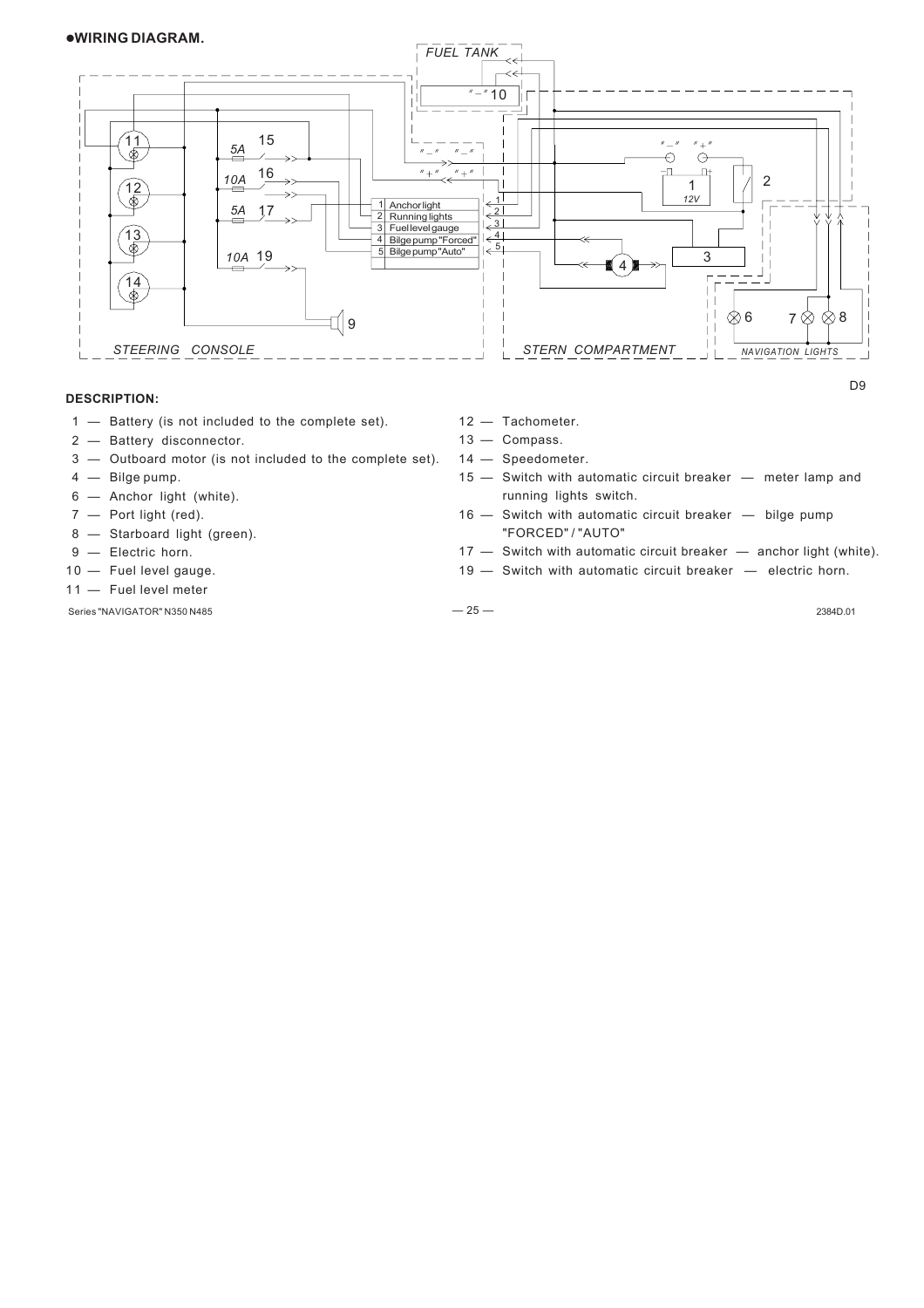## ●WIRING DIAGRAM.

### DESCRIPTION:

1 — Battery (is not included to the complete set).
2 — Battery disconnector.
3 — Outboard motor (is not included to the complete set).
4 — Bilge pump.
6 — Anchor light (white).
7 — Port light (red).
8 — Starboard light (green).
9 — Electric horn.
10 — Fuel level gauge.
11 — Fuel level meter
12 — Tachometer.
13 — Compass.
14 — Speedometer.
15 — Switch with automatic circuit breaker — meter lamp and running lights switch.
16 — Switch with automatic circuit breaker — bilge pump "FORCED" / "AUTO"
17 — Switch with automatic circuit breaker — anchor light (white).
19 — Switch with automatic circuit breaker — electric horn.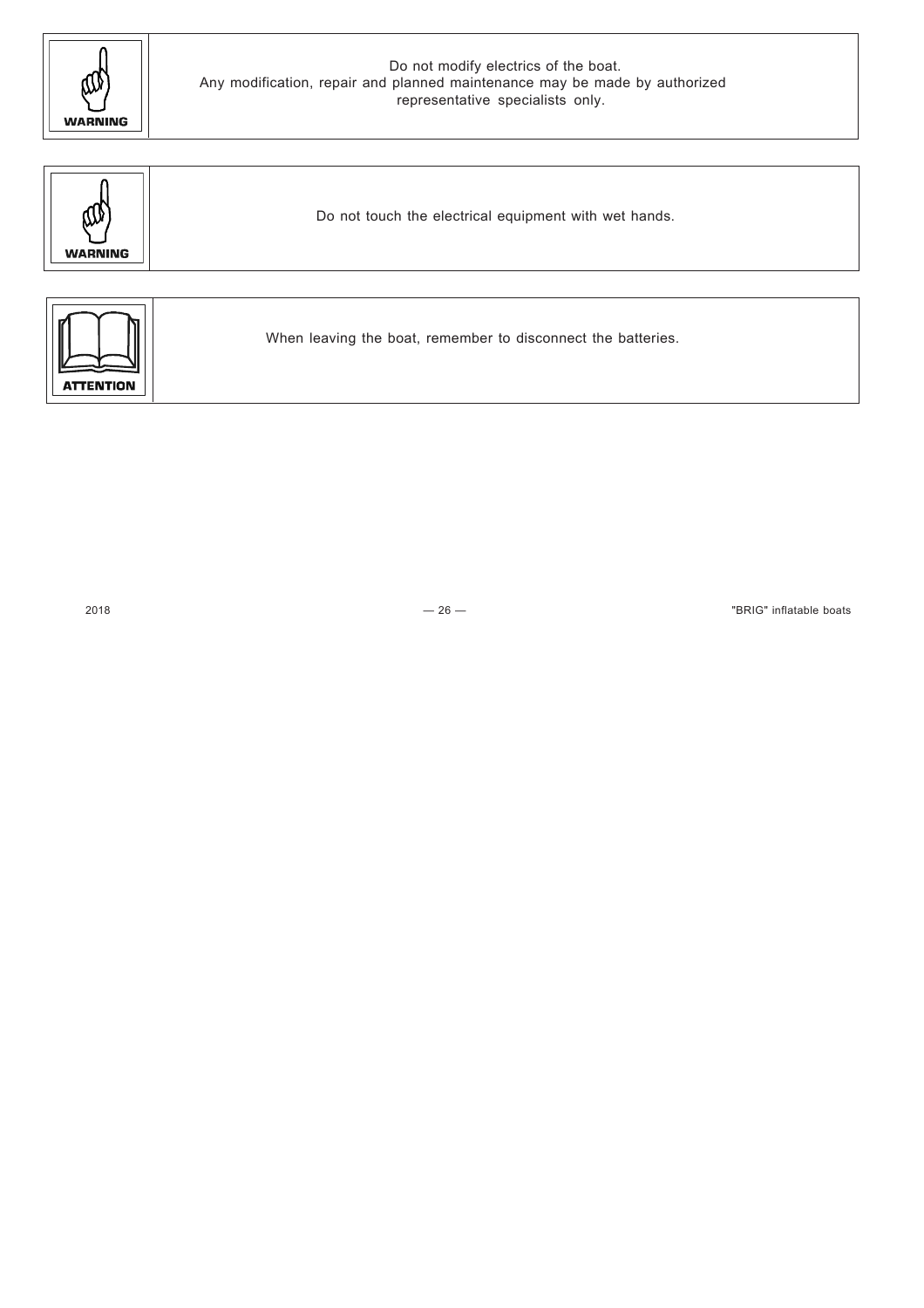| WARNING | Do not modify electrics of the boat. Any modification, repair and planned maintenance may be made by authorized representative specialists only. |
| --- | --- |

| WARNING | Do not touch the electrical equipment with wet hands. |
| --- | --- |

| ATTENTION | When leaving the boat, remember to disconnect the batteries. |
| --- | --- |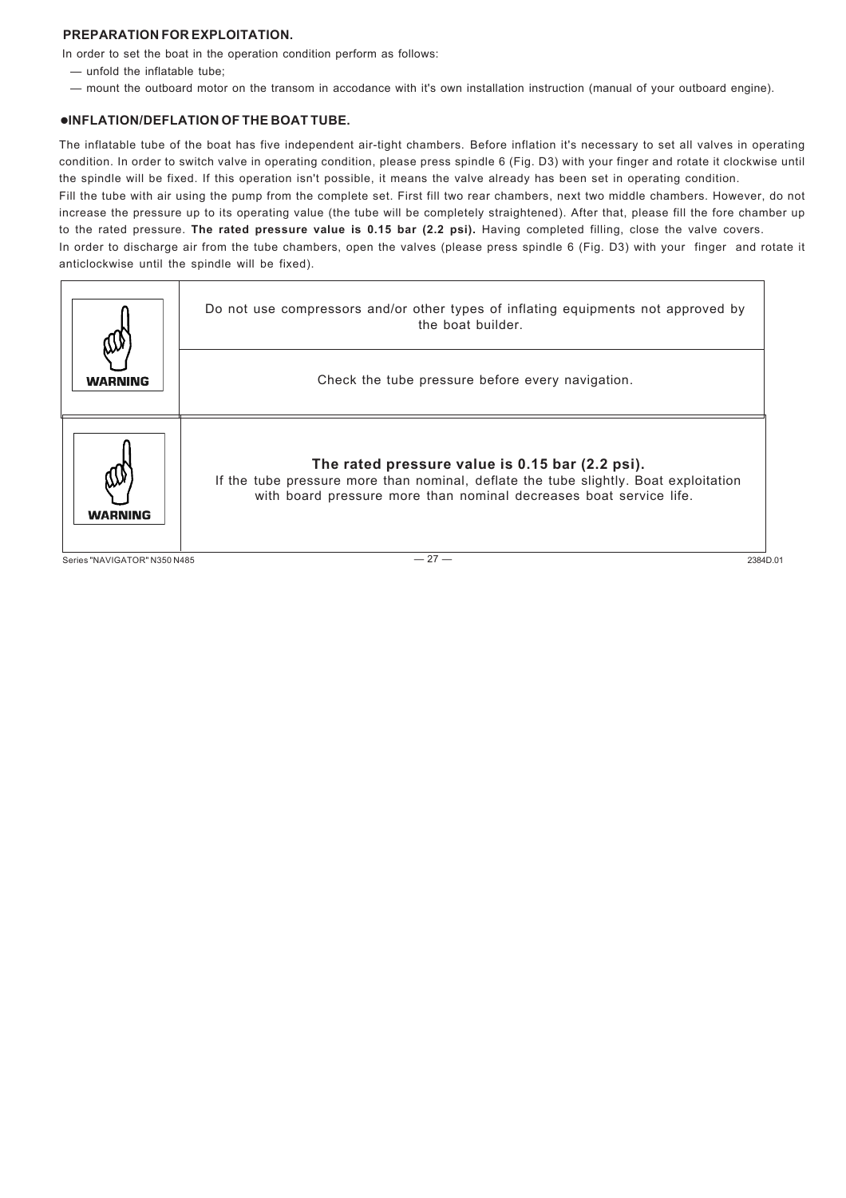## PREPARATION FOR EXPLOITATION.

In order to set the boat in the operation condition perform as follows:

— unfold the inflatable tube;

— mount the outboard motor on the transom in accodance with it's own installation instruction (manual of your outboard engine).

## ●INFLATION/DEFLATION OF THE BOAT TUBE.

The inflatable tube of the boat has five independent air-tight chambers. Before inflation it's necessary to set all valves in operating condition. In order to switch valve in operating condition, please press spindle 6 (Fig. D3) with your finger and rotate it clockwise until the spindle will be fixed. If this operation isn't possible, it means the valve already has been set in operating condition.

Fill the tube with air using the pump from the complete set. First fill two rear chambers, next two middle chambers. However, do not increase the pressure up to its operating value (the tube will be completely straightened). After that, please fill the fore chamber up to the rated pressure. **The rated pressure value is 0.15 bar (2.2 psi).** Having completed filling, close the valve covers.

In order to discharge air from the tube chambers, open the valves (please press spindle 6 (Fig. D3) with your finger and rotate it anticlockwise until the spindle will be fixed).

| | |
|---|---|
| **WARNING** | Do not use compressors and/or other types of inflating equipments not approved by the boat builder. |
| | Check the tube pressure before every navigation. |
| **WARNING** | **The rated pressure value is 0.15 bar (2.2 psi).** If the tube pressure more than nominal, deflate the tube slightly. Boat exploitation with board pressure more than nominal decreases boat service life. |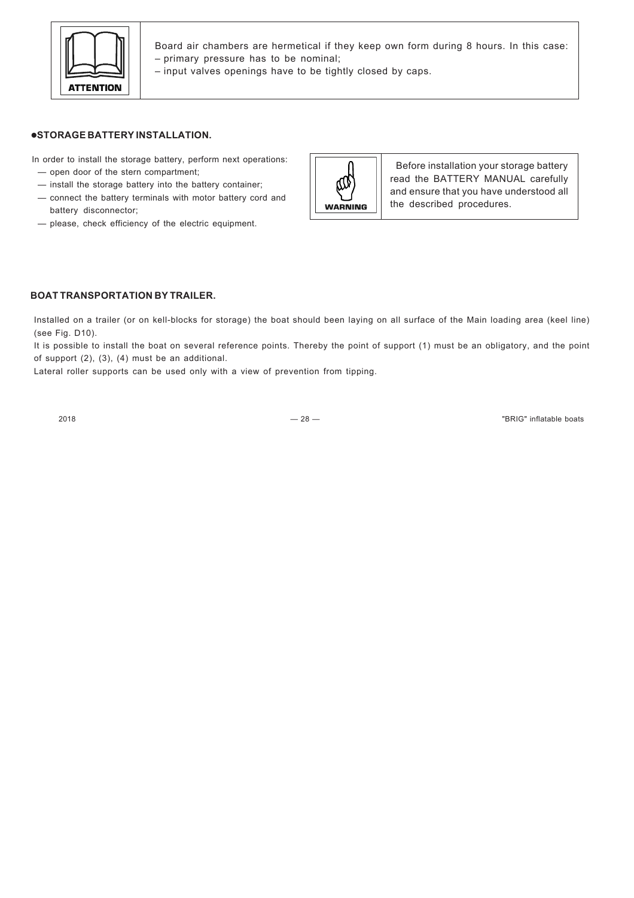**ATTENTION**

Board air chambers are hermetical if they keep own form during 8 hours. In this case:
– primary pressure has to be nominal;
– input valves openings have to be tightly closed by caps.

### ●STORAGE BATTERY INSTALLATION.

In order to install the storage battery, perform next operations:
- — open door of the stern compartment;
- — install the storage battery into the battery container;
- — connect the battery terminals with motor battery cord and battery disconnector;
- — please, check efficiency of the electric equipment.

**WARNING**

Before installation your storage battery read the BATTERY MANUAL carefully and ensure that you have understood all the described procedures.

### BOAT TRANSPORTATION BY TRAILER.

Installed on a trailer (or on kell-blocks for storage) the boat should been laying on all surface of the Main loading area (keel line) (see Fig. D10).

It is possible to install the boat on several reference points. Thereby the point of support (1) must be an obligatory, and the point of support (2), (3), (4) must be an additional.

Lateral roller supports can be used only with a view of prevention from tipping.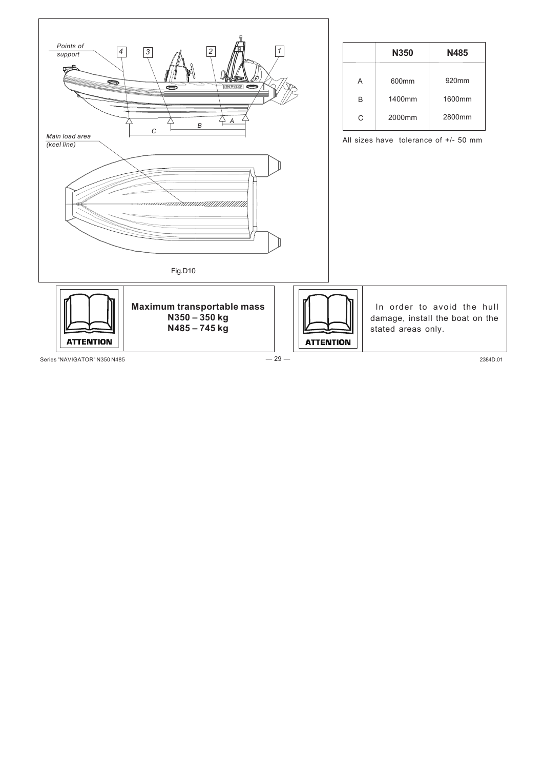Points of support

Main load area (keel line)

Fig.D10

|   | N350 | N485 |
|---|---|---|
| A | 600mm | 920mm |
| B | 1400mm | 1600mm |
| C | 2000mm | 2800mm |

All sizes have tolerance of +/- 50 mm

ATTENTION

**Maximum transportable mass**
**N350 – 350 kg**
**N485 – 745 kg**

ATTENTION

In order to avoid the hull damage, install the boat on the stated areas only.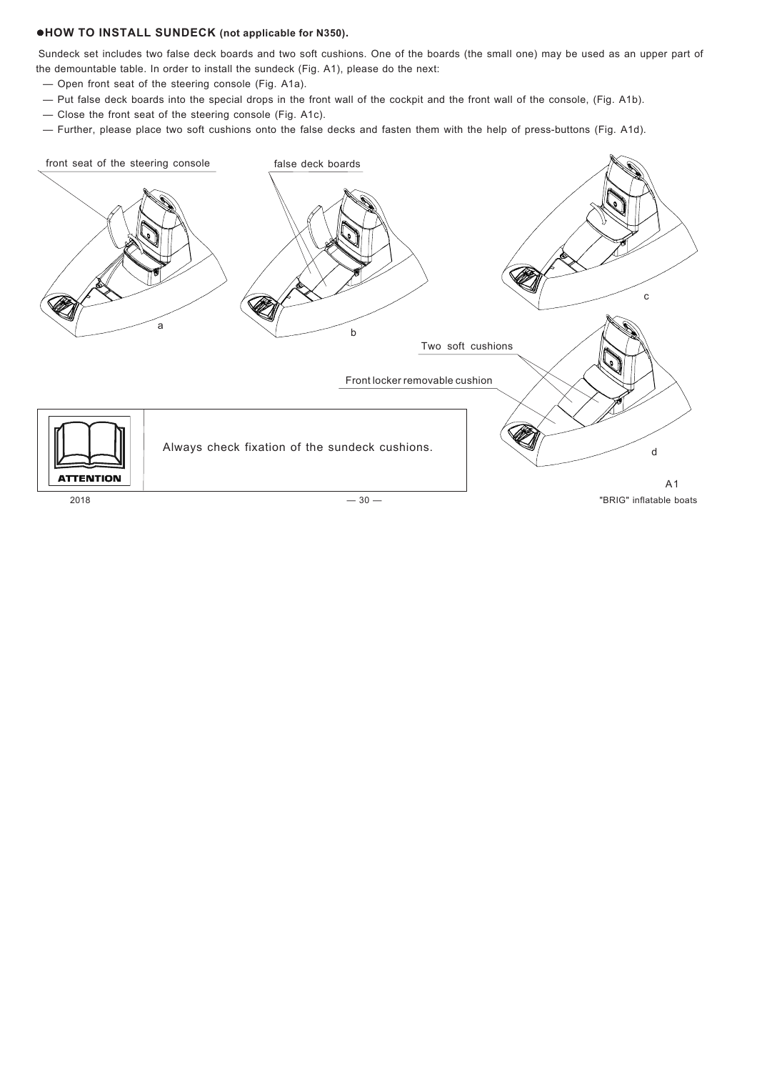## ●HOW TO INSTALL SUNDECK (not applicable for N350).

Sundeck set includes two false deck boards and two soft cushions. One of the boards (the small one) may be used as an upper part of the demountable table. In order to install the sundeck (Fig. A1), please do the next:

— Open front seat of the steering console (Fig. A1a).

— Put false deck boards into the special drops in the front wall of the cockpit and the front wall of the console, (Fig. A1b).

— Close the front seat of the steering console (Fig. A1c).

— Further, please place two soft cushions onto the false decks and fasten them with the help of press-buttons (Fig. A1d).

front seat of the steering console

false deck boards

a

b

c

Two soft cushions

Front locker removable cushion

d

A1

**ATTENTION**

Always check fixation of the sundeck cushions.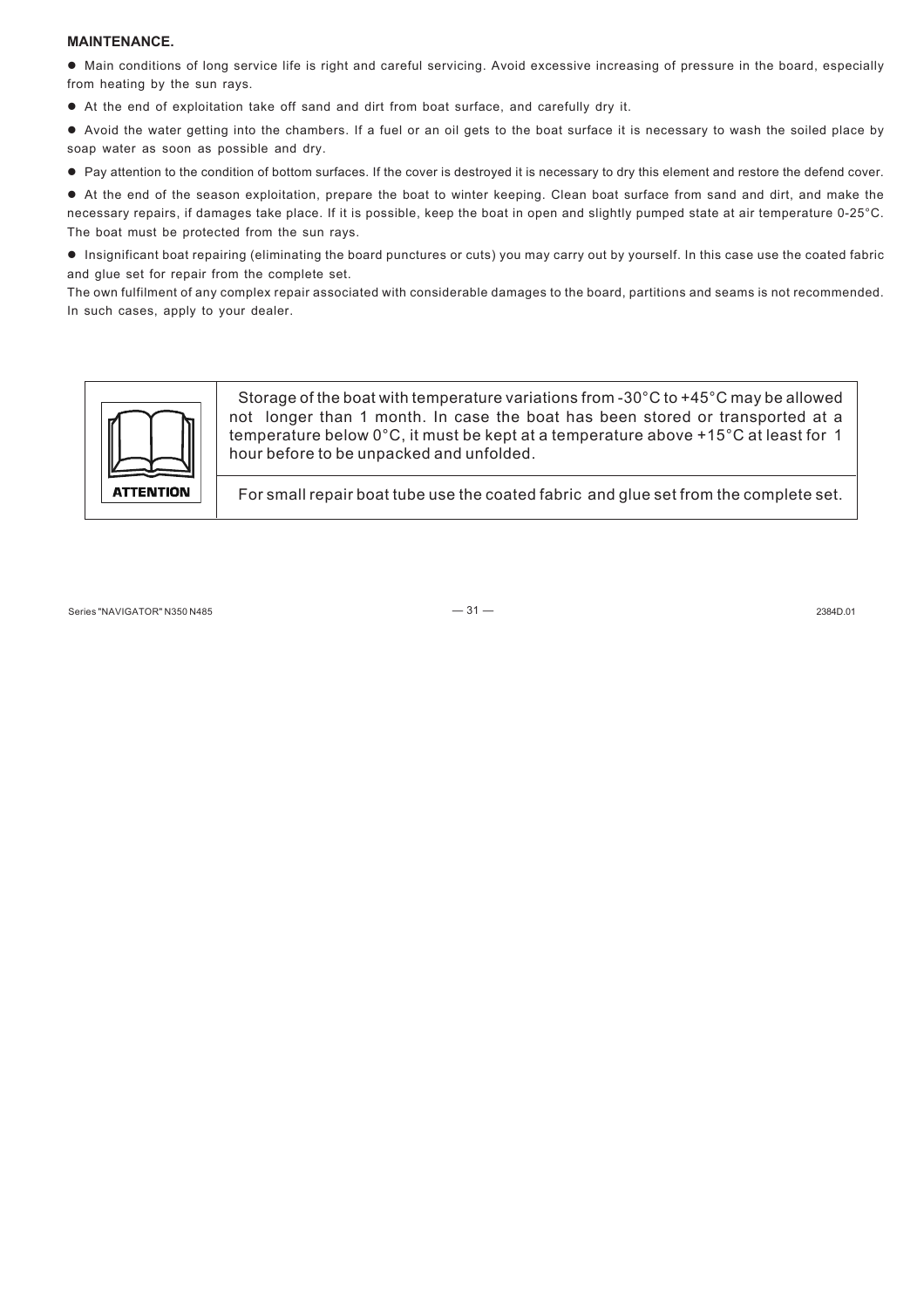**MAINTENANCE.**

- Main conditions of long service life is right and careful servicing. Avoid excessive increasing of pressure in the board, especially from heating by the sun rays.
- At the end of exploitation take off sand and dirt from boat surface, and carefully dry it.
- Avoid the water getting into the chambers. If a fuel or an oil gets to the boat surface it is necessary to wash the soiled place by soap water as soon as possible and dry.
- Pay attention to the condition of bottom surfaces. If the cover is destroyed it is necessary to dry this element and restore the defend cover.
- At the end of the season exploitation, prepare the boat to winter keeping. Clean boat surface from sand and dirt, and make the necessary repairs, if damages take place. If it is possible, keep the boat in open and slightly pumped state at air temperature 0-25°C. The boat must be protected from the sun rays.
- Insignificant boat repairing (eliminating the board punctures or cuts) you may carry out by yourself. In this case use the coated fabric and glue set for repair from the complete set.

The own fulfilment of any complex repair associated with considerable damages to the board, partitions and seams is not recommended. In such cases, apply to your dealer.

**ATTENTION**

Storage of the boat with temperature variations from -30°C to +45°C may be allowed not longer than 1 month. In case the boat has been stored or transported at a temperature below 0°C, it must be kept at a temperature above +15°C at least for 1 hour before to be unpacked and unfolded.

For small repair boat tube use the coated fabric and glue set from the complete set.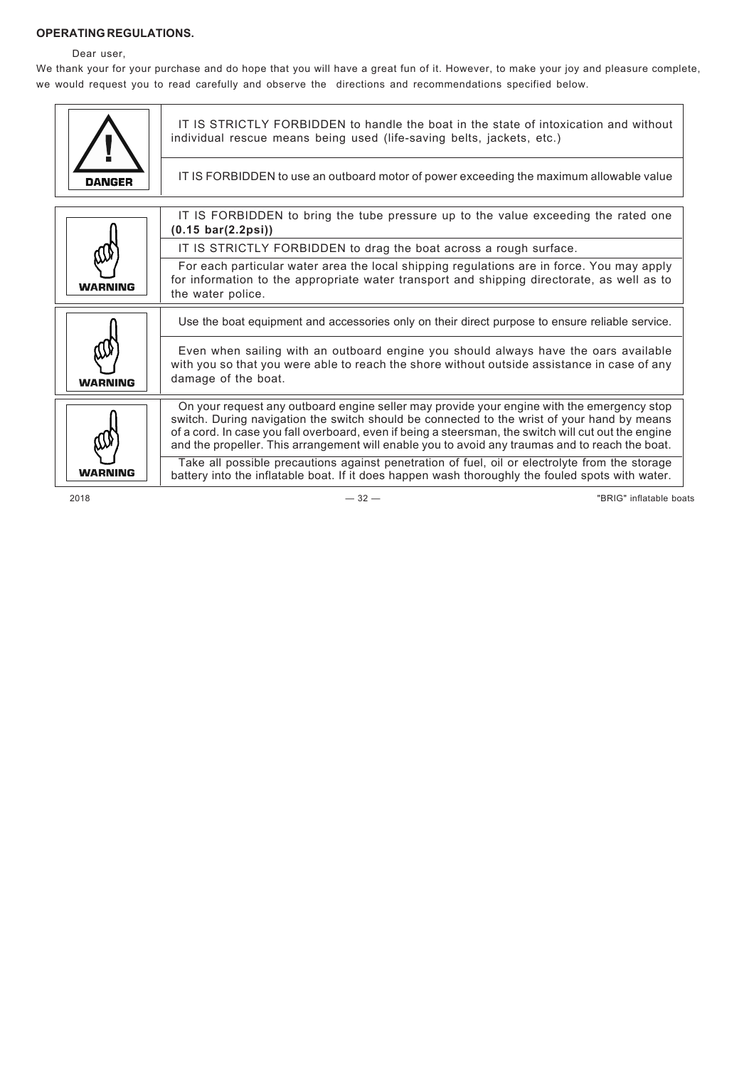**OPERATING REGULATIONS.**

Dear user,

We thank your for your purchase and do hope that you will have a great fun of it. However, to make your joy and pleasure complete, we would request you to read carefully and observe the directions and recommendations specified below.

| | |
|---|---|
| **DANGER** | IT IS STRICTLY FORBIDDEN to handle the boat in the state of intoxication and without individual rescue means being used (life-saving belts, jackets, etc.) |
| | IT IS FORBIDDEN to use an outboard motor of power exceeding the maximum allowable value |

| | |
|---|---|
| **WARNING** | IT IS FORBIDDEN to bring the tube pressure up to the value exceeding the rated one **(0.15 bar(2.2psi))** |
| | IT IS STRICTLY FORBIDDEN to drag the boat across a rough surface. |
| | For each particular water area the local shipping regulations are in force. You may apply for information to the appropriate water transport and shipping directorate, as well as to the water police. |

| | |
|---|---|
| **WARNING** | Use the boat equipment and accessories only on their direct purpose to ensure reliable service. |
| | Even when sailing with an outboard engine you should always have the oars available with you so that you were able to reach the shore without outside assistance in case of any damage of the boat. |

| | |
|---|---|
| **WARNING** | On your request any outboard engine seller may provide your engine with the emergency stop switch. During navigation the switch should be connected to the wrist of your hand by means of a cord. In case you fall overboard, even if being a steersman, the switch will cut out the engine and the propeller. This arrangement will enable you to avoid any traumas and to reach the boat. |
| | Take all possible precautions against penetration of fuel, oil or electrolyte from the storage battery into the inflatable boat. If it does happen wash thoroughly the fouled spots with water. |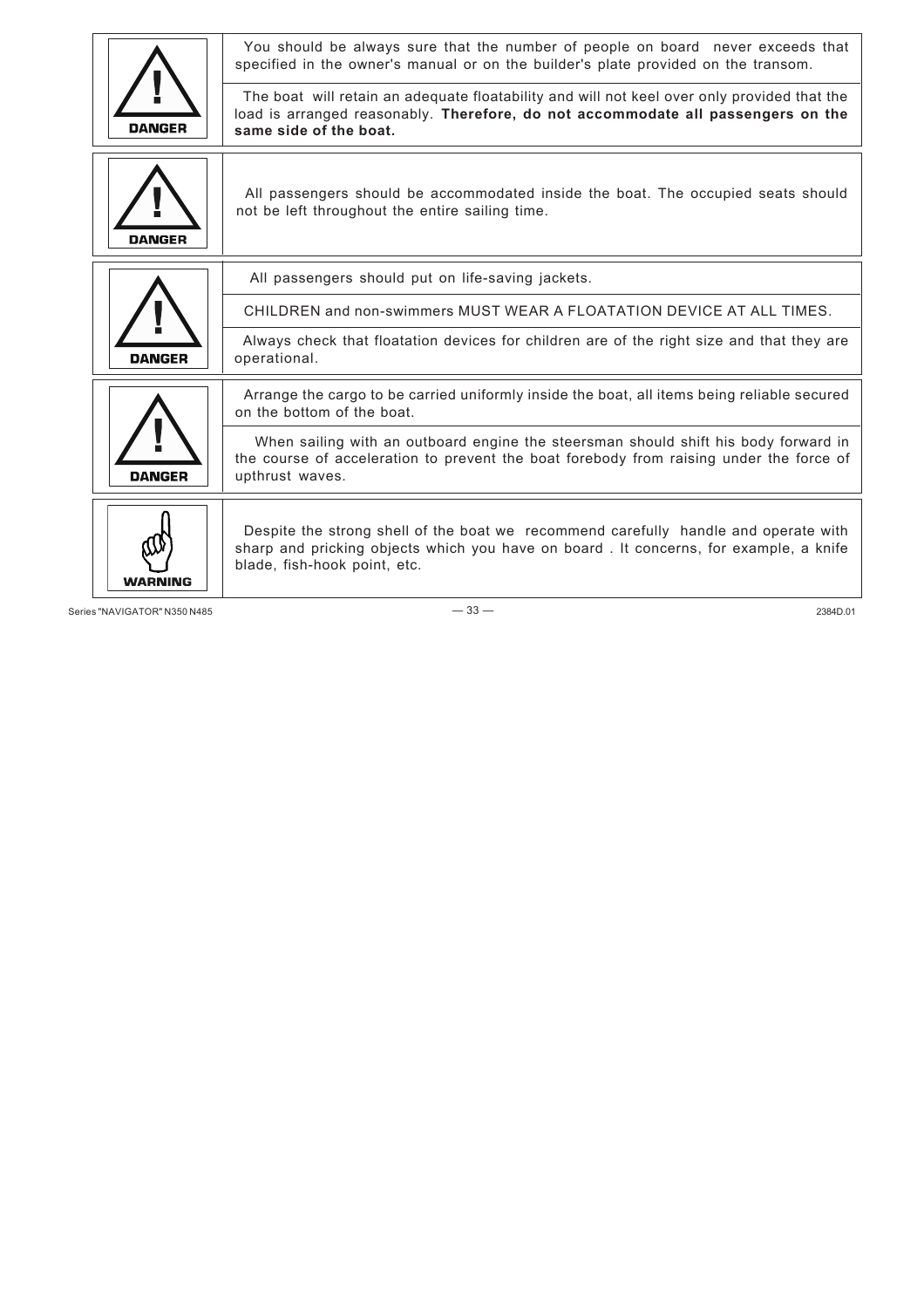| | |
|---|---|
| **DANGER** | You should be always sure that the number of people on board never exceeds that specified in the owner's manual or on the builder's plate provided on the transom.<br><br>The boat will retain an adequate floatability and will not keel over only provided that the load is arranged reasonably. **Therefore, do not accommodate all passengers on the same side of the boat.** |
| **DANGER** | All passengers should be accommodated inside the boat. The occupied seats should not be left throughout the entire sailing time. |
| **DANGER** | All passengers should put on life-saving jackets.<br><br>CHILDREN and non-swimmers MUST WEAR A FLOATATION DEVICE AT ALL TIMES.<br><br>Always check that floatation devices for children are of the right size and that they are operational. |
| **DANGER** | Arrange the cargo to be carried uniformly inside the boat, all items being reliable secured on the bottom of the boat.<br><br>When sailing with an outboard engine the steersman should shift his body forward in the course of acceleration to prevent the boat forebody from raising under the force of upthrust waves. |
| **WARNING** | Despite the strong shell of the boat we recommend carefully handle and operate with sharp and pricking objects which you have on board . It concerns, for example, a knife blade, fish-hook point, etc. |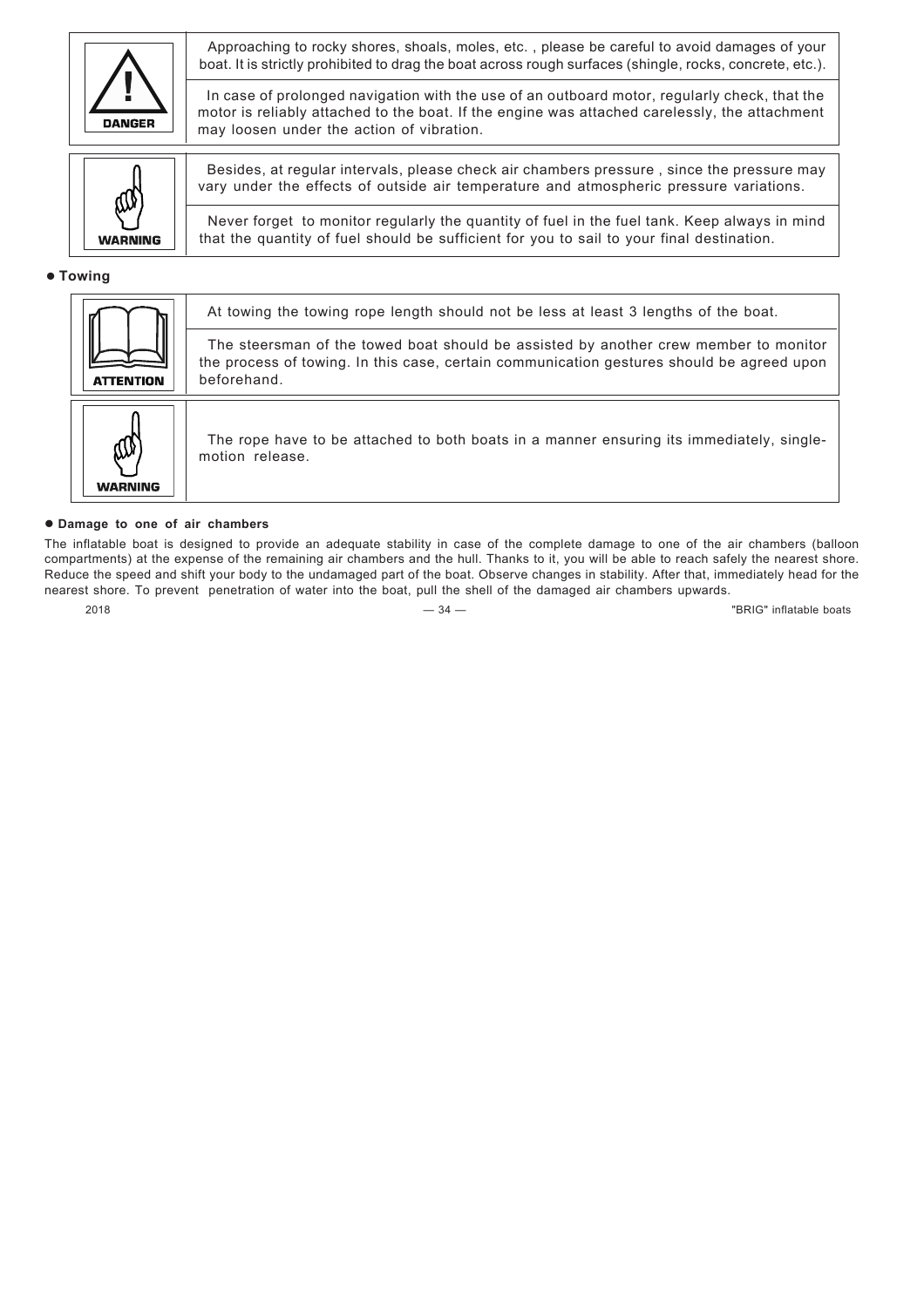| DANGER | |
|---|---|
| | Approaching to rocky shores, shoals, moles, etc. , please be careful to avoid damages of your boat. It is strictly prohibited to drag the boat across rough surfaces (shingle, rocks, concrete, etc.). |
| | In case of prolonged navigation with the use of an outboard motor, regularly check, that the motor is reliably attached to the boat. If the engine was attached carelessly, the attachment may loosen under the action of vibration. |

| WARNING | |
|---|---|
| | Besides, at regular intervals, please check air chambers pressure , since the pressure may vary under the effects of outside air temperature and atmospheric pressure variations. |
| | Never forget to monitor regularly the quantity of fuel in the fuel tank. Keep always in mind that the quantity of fuel should be sufficient for you to sail to your final destination. |

- **Towing**

| ATTENTION | |
|---|---|
| | At towing the towing rope length should not be less at least 3 lengths of the boat. |
| | The steersman of the towed boat should be assisted by another crew member to monitor the process of towing. In this case, certain communication gestures should be agreed upon beforehand. |

| WARNING | |
|---|---|
| | The rope have to be attached to both boats in a manner ensuring its immediately, single-motion release. |

- **Damage to one of air chambers**

The inflatable boat is designed to provide an adequate stability in case of the complete damage to one of the air chambers (balloon compartments) at the expense of the remaining air chambers and the hull. Thanks to it, you will be able to reach safely the nearest shore. Reduce the speed and shift your body to the undamaged part of the boat. Observe changes in stability. After that, immediately head for the nearest shore. To prevent penetration of water into the boat, pull the shell of the damaged air chambers upwards.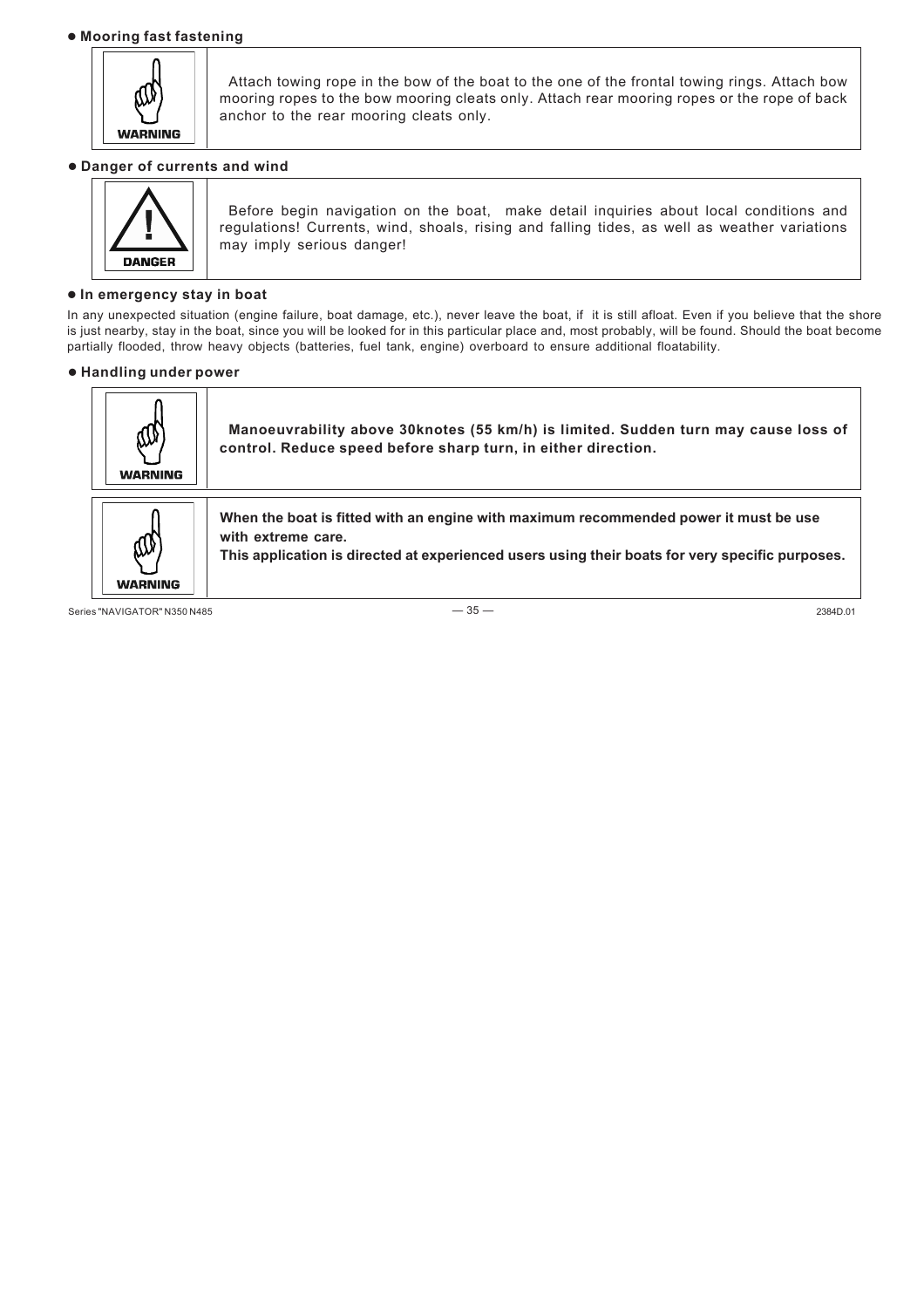- **Mooring fast fastening**

WARNING

Attach towing rope in the bow of the boat to the one of the frontal towing rings. Attach bow mooring ropes to the bow mooring cleats only. Attach rear mooring ropes or the rope of back anchor to the rear mooring cleats only.

- **Danger of currents and wind**

DANGER

Before begin navigation on the boat, make detail inquiries about local conditions and regulations! Currents, wind, shoals, rising and falling tides, as well as weather variations may imply serious danger!

- **In emergency stay in boat**

In any unexpected situation (engine failure, boat damage, etc.), never leave the boat, if it is still afloat. Even if you believe that the shore is just nearby, stay in the boat, since you will be looked for in this particular place and, most probably, will be found. Should the boat become partially flooded, throw heavy objects (batteries, fuel tank, engine) overboard to ensure additional floatability.

- **Handling under power**

WARNING

**Manoeuvrability above 30knotes (55 km/h) is limited. Sudden turn may cause loss of control. Reduce speed before sharp turn, in either direction.**

WARNING

**When the boat is fitted with an engine with maximum recommended power it must be use with extreme care.**
**This application is directed at experienced users using their boats for very specific purposes.**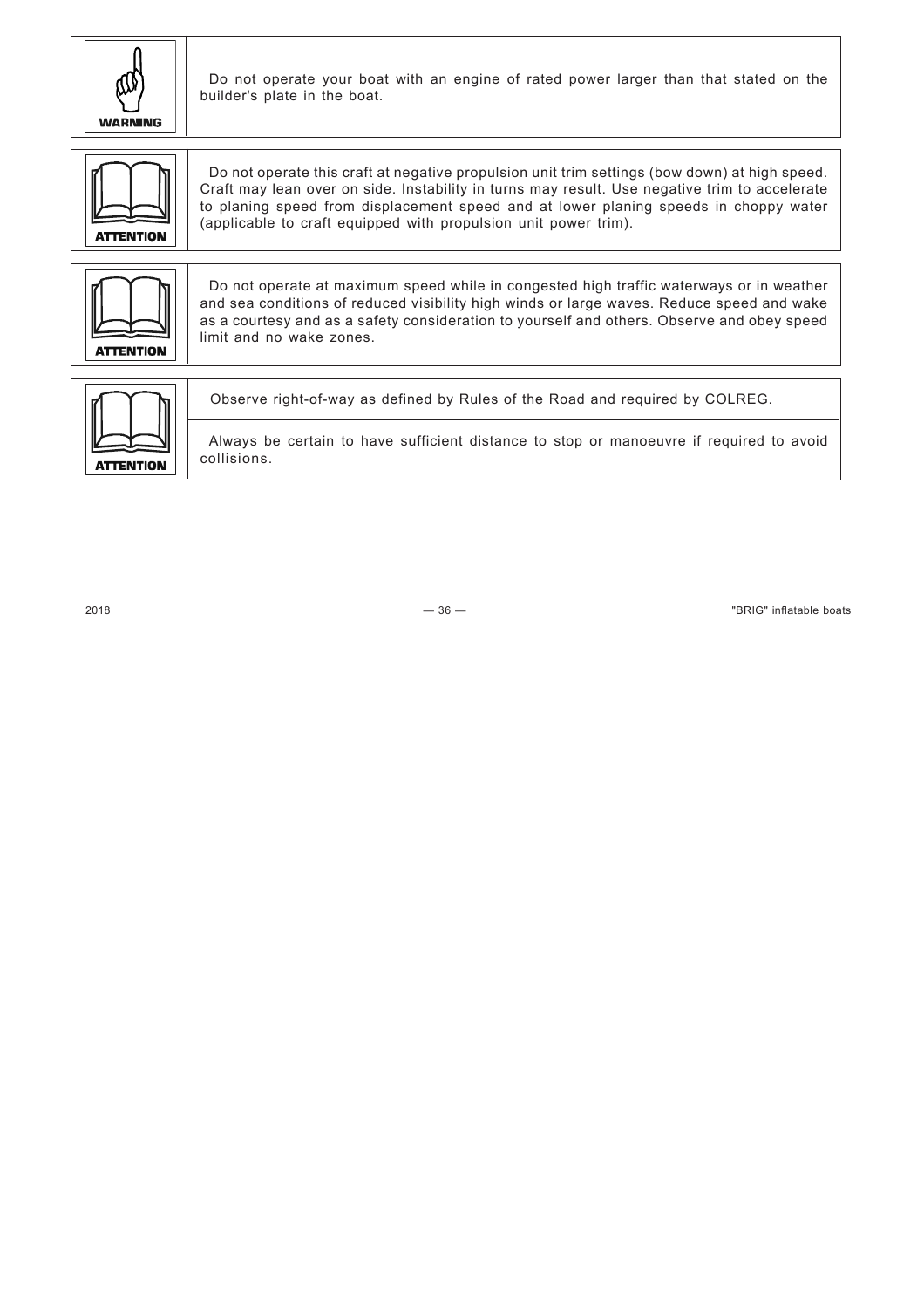**WARNING**

Do not operate your boat with an engine of rated power larger than that stated on the builder's plate in the boat.

**ATTENTION**

Do not operate this craft at negative propulsion unit trim settings (bow down) at high speed. Craft may lean over on side. Instability in turns may result. Use negative trim to accelerate to planing speed from displacement speed and at lower planing speeds in choppy water (applicable to craft equipped with propulsion unit power trim).

**ATTENTION**

Do not operate at maximum speed while in congested high traffic waterways or in weather and sea conditions of reduced visibility high winds or large waves. Reduce speed and wake as a courtesy and as a safety consideration to yourself and others. Observe and obey speed limit and no wake zones.

**ATTENTION**

Observe right-of-way as defined by Rules of the Road and required by COLREG.

Always be certain to have sufficient distance to stop or manoeuvre if required to avoid collisions.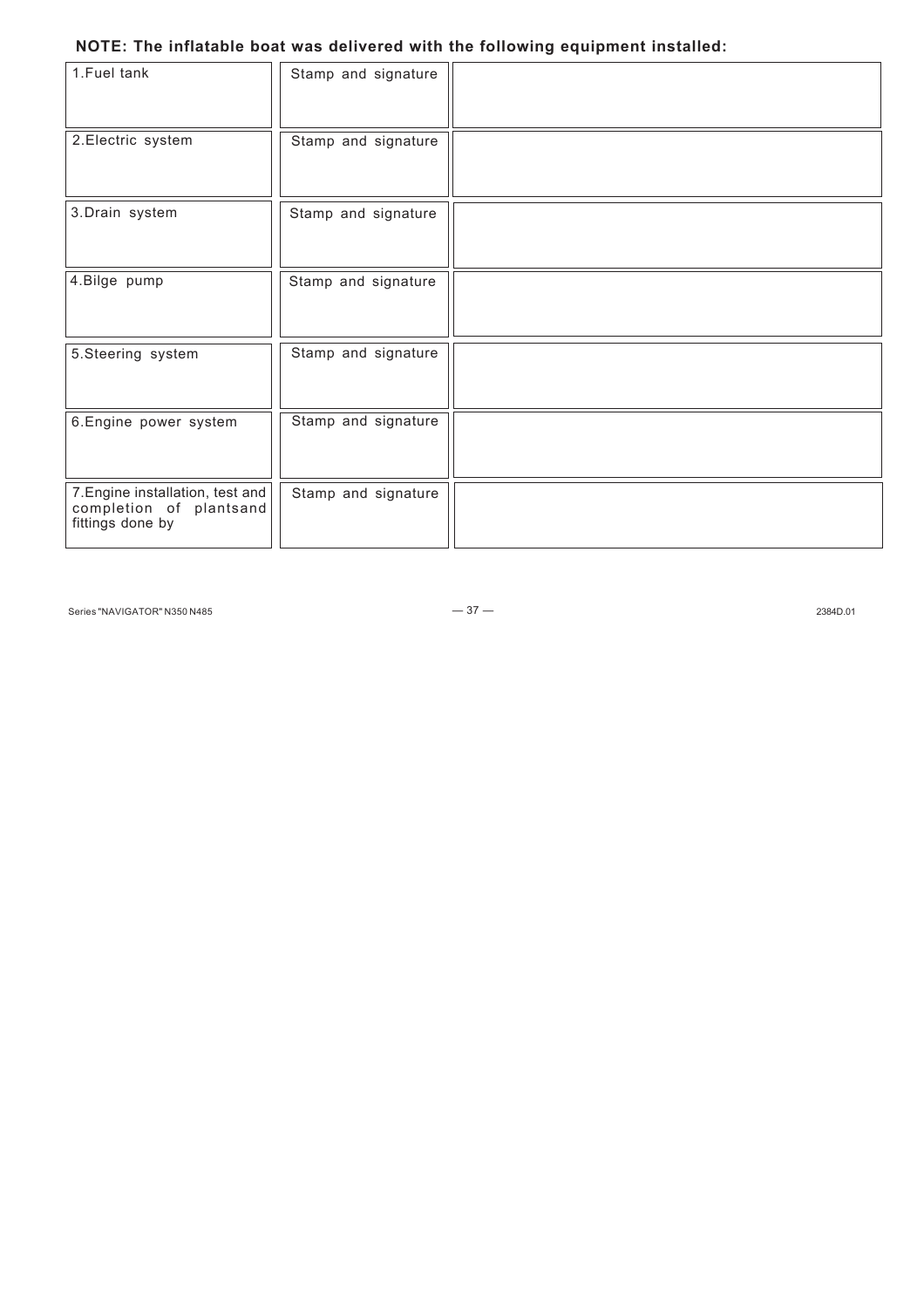**NOTE: The inflatable boat was delivered with the following equipment installed:**

| | | |
|---|---|---|
| 1.Fuel tank | Stamp and signature | |
| 2.Electric system | Stamp and signature | |
| 3.Drain system | Stamp and signature | |
| 4.Bilge pump | Stamp and signature | |
| 5.Steering system | Stamp and signature | |
| 6.Engine power system | Stamp and signature | |
| 7.Engine installation, test and completion of plantsand fittings done by | Stamp and signature | |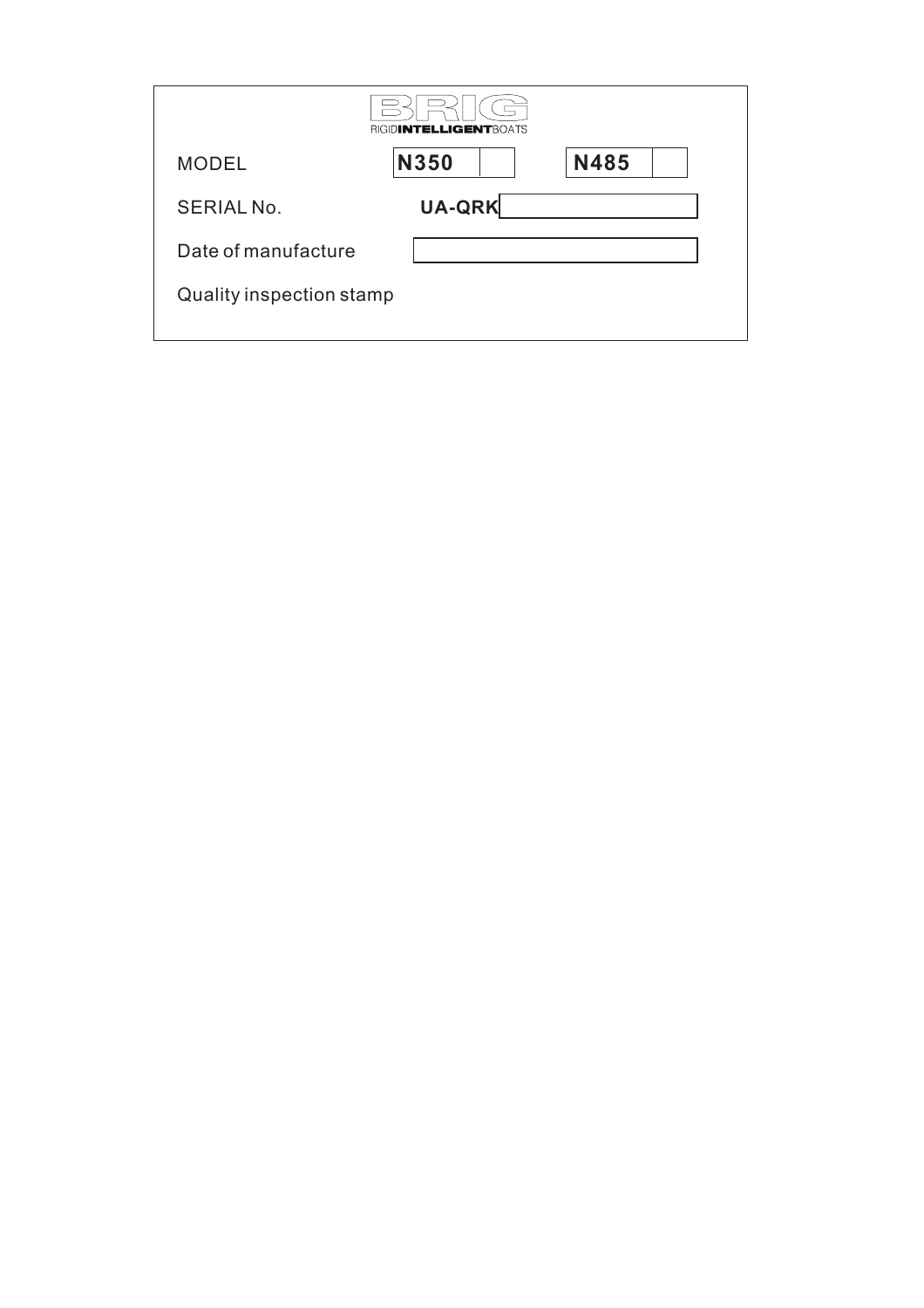BRIG

RIGID**INTELLIGENT**BOATS

| | | |
|---|---|---|
| MODEL | **N350** | **N485** |
| SERIAL No. | **UA-QRK** | |
| Date of manufacture | | |
| Quality inspection stamp | | |